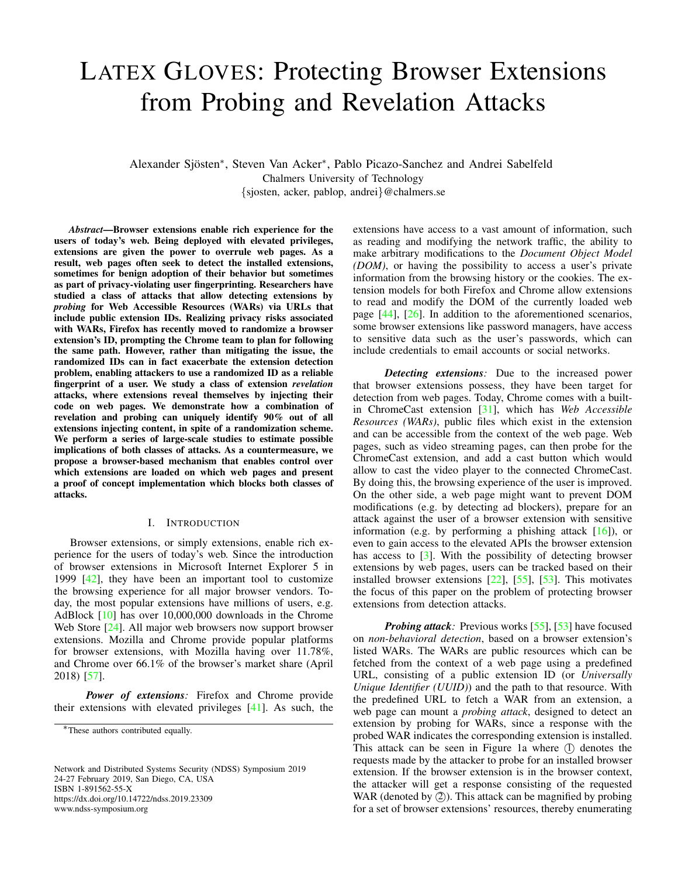# LATEX GLOVES: Protecting Browser Extensions from Probing and Revelation Attacks

Alexander Sjösten*, Steven Van Acker*, Pablo Picazo-Sanchez and Andrei Sabelfeld
Chalmers University of Technology
{sjosten, acker, pablop, andrei}@chalmers.se

***Abstract*—Browser extensions enable rich experience for the users of today's web. Being deployed with elevated privileges, extensions are given the power to overrule web pages. As a result, web pages often seek to detect the installed extensions, sometimes for benign adoption of their behavior but sometimes as part of privacy-violating user fingerprinting. Researchers have studied a class of attacks that allow detecting extensions by *probing* for Web Accessible Resources (WARs) via URLs that include public extension IDs. Realizing privacy risks associated with WARs, Firefox has recently moved to randomize a browser extension's ID, prompting the Chrome team to plan for following the same path. However, rather than mitigating the issue, the randomized IDs can in fact exacerbate the extension detection problem, enabling attackers to use a randomized ID as a reliable fingerprint of a user. We study a class of extension *revelation* attacks, where extensions reveal themselves by injecting their code on web pages. We demonstrate how a combination of revelation and probing can uniquely identify 90% out of all extensions injecting content, in spite of a randomization scheme. We perform a series of large-scale studies to estimate possible implications of both classes of attacks. As a countermeasure, we propose a browser-based mechanism that enables control over which extensions are loaded on which web pages and present a proof of concept implementation which blocks both classes of attacks.**

## I. INTRODUCTION

Browser extensions, or simply extensions, enable rich experience for the users of today's web. Since the introduction of browser extensions in Microsoft Internet Explorer 5 in 1999 [42], they have been an important tool to customize the browsing experience for all major browser vendors. Today, the most popular extensions have millions of users, e.g. AdBlock [10] has over 10,000,000 downloads in the Chrome Web Store [24]. All major web browsers now support browser extensions. Mozilla and Chrome provide popular platforms for browser extensions, with Mozilla having over 11.78%, and Chrome over 66.1% of the browser's market share (April 2018) [57].

***Power of extensions:*** Firefox and Chrome provide their extensions with elevated privileges [41]. As such, the extensions have access to a vast amount of information, such as reading and modifying the network traffic, the ability to make arbitrary modifications to the *Document Object Model (DOM)*, or having the possibility to access a user's private information from the browsing history or the cookies. The extension models for both Firefox and Chrome allow extensions to read and modify the DOM of the currently loaded web page [44], [26]. In addition to the aforementioned scenarios, some browser extensions like password managers, have access to sensitive data such as the user's passwords, which can include credentials to email accounts or social networks.

***Detecting extensions:*** Due to the increased power that browser extensions possess, they have been target for detection from web pages. Today, Chrome comes with a built-in ChromeCast extension [31], which has *Web Accessible Resources (WARs)*, public files which exist in the extension and can be accessible from the context of the web page. Web pages, such as video streaming pages, can then probe for the ChromeCast extension, and add a cast button which would allow to cast the video player to the connected ChromeCast. By doing this, the browsing experience of the user is improved. On the other side, a web page might want to prevent DOM modifications (e.g. by detecting ad blockers), prepare for an attack against the user of a browser extension with sensitive information (e.g. by performing a phishing attack [16]), or even to gain access to the elevated APIs the browser extension has access to [3]. With the possibility of detecting browser extensions by web pages, users can be tracked based on their installed browser extensions [22], [55], [53]. This motivates the focus of this paper on the problem of protecting browser extensions from detection attacks.

***Probing attack:*** Previous works [55], [53] have focused on *non-behavioral detection*, based on a browser extension's listed WARs. The WARs are public resources which can be fetched from the context of a web page using a predefined URL, consisting of a public extension ID (or *Universally Unique Identifier (UUID)*) and the path to that resource. With the predefined URL to fetch a WAR from an extension, a web page can mount a *probing attack*, designed to detect an extension by probing for WARs, since a response with the probed WAR indicates the corresponding extension is installed. This attack can be seen in Figure 1a where ① denotes the requests made by the attacker to probe for an installed browser extension. If the browser extension is in the browser context, the attacker will get a response consisting of the requested WAR (denoted by ②). This attack can be magnified by probing for a set of browser extensions' resources, thereby enumerating

*These authors contributed equally.

Network and Distributed Systems Security (NDSS) Symposium 2019
24-27 February 2019, San Diego, CA, USA
ISBN 1-891562-55-X
https://dx.doi.org/10.14722/ndss.2019.23309
www.ndss-symposium.org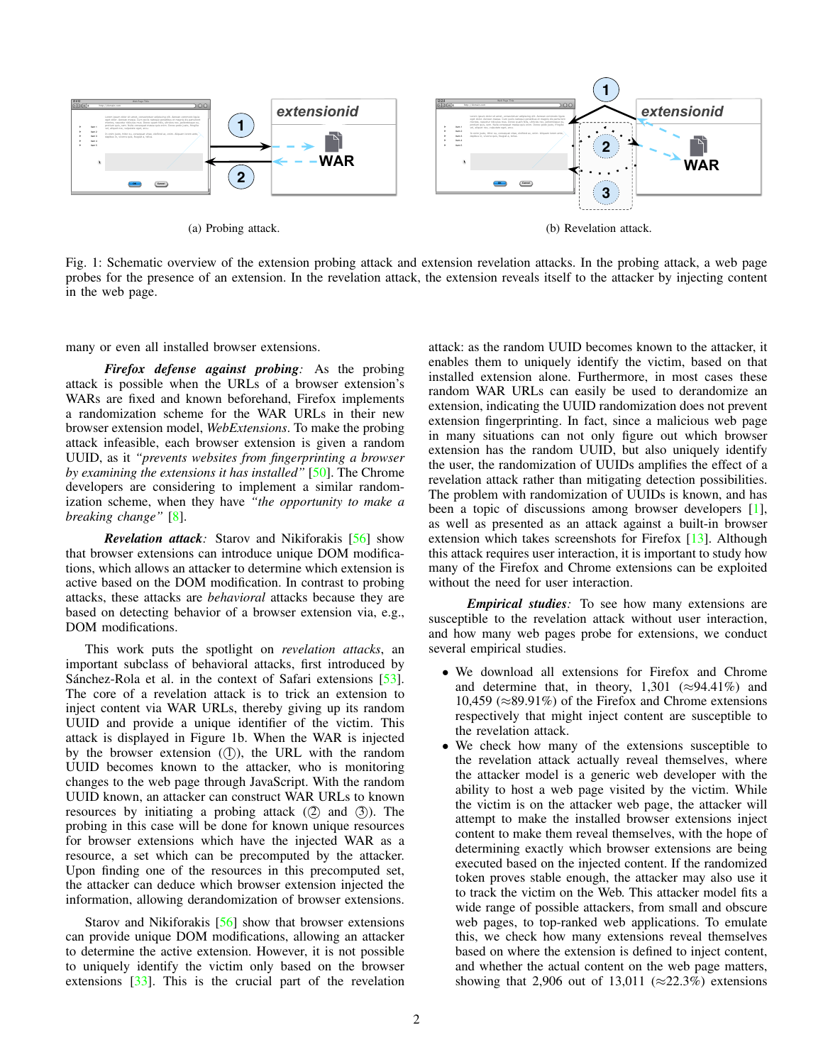(a) Probing attack.

(b) Revelation attack.

Fig. 1: Schematic overview of the extension probing attack and extension revelation attacks. In the probing attack, a web page probes for the presence of an extension. In the revelation attack, the extension reveals itself to the attacker by injecting content in the web page.

many or even all installed browser extensions.

***Firefox defense against probing**:* As the probing attack is possible when the URLs of a browser extension's WARs are fixed and known beforehand, Firefox implements a randomization scheme for the WAR URLs in their new browser extension model, *WebExtensions*. To make the probing attack infeasible, each browser extension is given a random UUID, as it *"prevents websites from fingerprinting a browser by examining the extensions it has installed"* [50]. The Chrome developers are considering to implement a similar randomization scheme, when they have *"the opportunity to make a breaking change"* [8].

***Revelation attack**:* Starov and Nikiforakis [56] show that browser extensions can introduce unique DOM modifications, which allows an attacker to determine which extension is active based on the DOM modification. In contrast to probing attacks, these attacks are *behavioral* attacks because they are based on detecting behavior of a browser extension via, e.g., DOM modifications.

This work puts the spotlight on *revelation attacks*, an important subclass of behavioral attacks, first introduced by Sánchez-Rola et al. in the context of Safari extensions [53]. The core of a revelation attack is to trick an extension to inject content via WAR URLs, thereby giving up its random UUID and provide a unique identifier of the victim. This attack is displayed in Figure 1b. When the WAR is injected by the browser extension (①), the URL with the random UUID becomes known to the attacker, who is monitoring changes to the web page through JavaScript. With the random UUID known, an attacker can construct WAR URLs to known resources by initiating a probing attack (② and ③). The probing in this case will be done for known unique resources for browser extensions which have the injected WAR as a resource, a set which can be precomputed by the attacker. Upon finding one of the resources in this precomputed set, the attacker can deduce which browser extension injected the information, allowing derandomization of browser extensions.

Starov and Nikiforakis [56] show that browser extensions can provide unique DOM modifications, allowing an attacker to determine the active extension. However, it is not possible to uniquely identify the victim only based on the browser extensions [33]. This is the crucial part of the revelation attack: as the random UUID becomes known to the attacker, it enables them to uniquely identify the victim, based on that installed extension alone. Furthermore, in most cases these random WAR URLs can easily be used to derandomize an extension, indicating the UUID randomization does not prevent extension fingerprinting. In fact, since a malicious web page in many situations can not only figure out which browser extension has the random UUID, but also uniquely identify the user, the randomization of UUIDs amplifies the effect of a revelation attack rather than mitigating detection possibilities. The problem with randomization of UUIDs is known, and has been a topic of discussions among browser developers [1], as well as presented as an attack against a built-in browser extension which takes screenshots for Firefox [13]. Although this attack requires user interaction, it is important to study how many of the Firefox and Chrome extensions can be exploited without the need for user interaction.

***Empirical studies**:* To see how many extensions are susceptible to the revelation attack without user interaction, and how many web pages probe for extensions, we conduct several empirical studies.

- We download all extensions for Firefox and Chrome and determine that, in theory, 1,301 ($\approx$94.41%) and 10,459 ($\approx$89.91%) of the Firefox and Chrome extensions respectively that might inject content are susceptible to the revelation attack.
- We check how many of the extensions susceptible to the revelation attack actually reveal themselves, where the attacker model is a generic web developer with the ability to host a web page visited by the victim. While the victim is on the attacker web page, the attacker will attempt to make the installed browser extensions inject content to make them reveal themselves, with the hope of determining exactly which browser extensions are being executed based on the injected content. If the randomized token proves stable enough, the attacker may also use it to track the victim on the Web. This attacker model fits a wide range of possible attackers, from small and obscure web pages, to top-ranked web applications. To emulate this, we check how many extensions reveal themselves based on where the extension is defined to inject content, and whether the actual content on the web page matters, showing that 2,906 out of 13,011 ($\approx$22.3%) extensions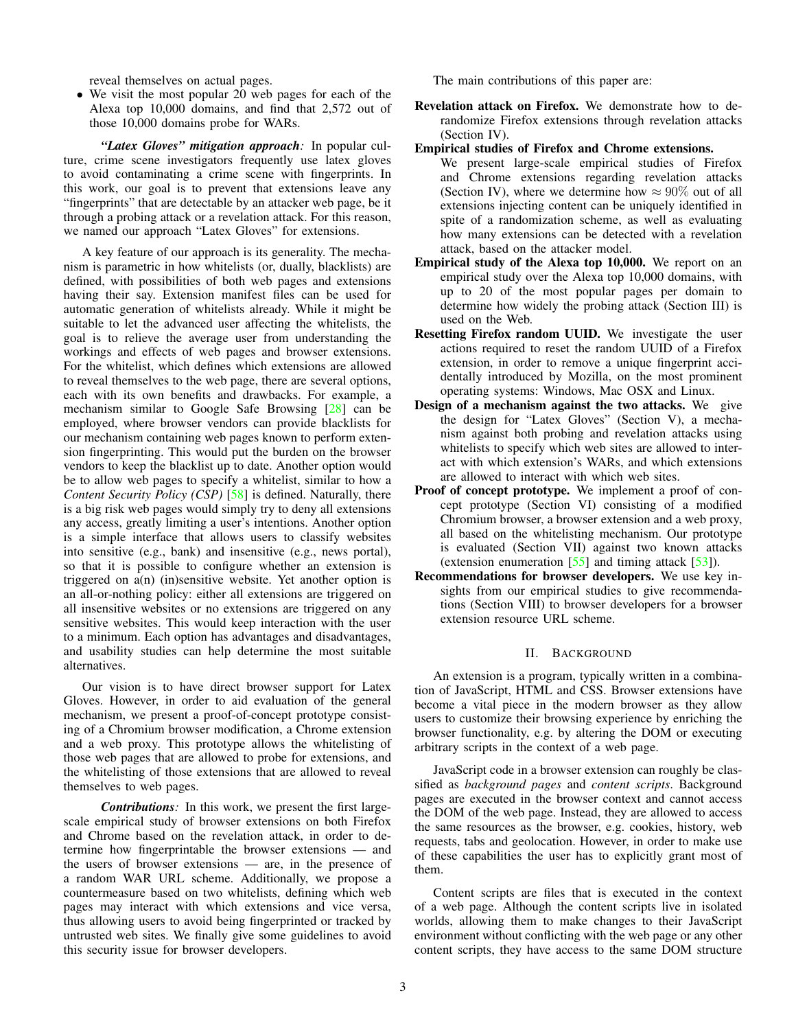reveal themselves on actual pages.

- We visit the most popular 20 web pages for each of the Alexa top 10,000 domains, and find that 2,572 out of those 10,000 domains probe for WARs.

***"Latex Gloves" mitigation approach:*** In popular culture, crime scene investigators frequently use latex gloves to avoid contaminating a crime scene with fingerprints. In this work, our goal is to prevent that extensions leave any "fingerprints" that are detectable by an attacker web page, be it through a probing attack or a revelation attack. For this reason, we named our approach "Latex Gloves" for extensions.

A key feature of our approach is its generality. The mechanism is parametric in how whitelists (or, dually, blacklists) are defined, with possibilities of both web pages and extensions having their say. Extension manifest files can be used for automatic generation of whitelists already. While it might be suitable to let the advanced user affecting the whitelists, the goal is to relieve the average user from understanding the workings and effects of web pages and browser extensions. For the whitelist, which defines which extensions are allowed to reveal themselves to the web page, there are several options, each with its own benefits and drawbacks. For example, a mechanism similar to Google Safe Browsing [28] can be employed, where browser vendors can provide blacklists for our mechanism containing web pages known to perform extension fingerprinting. This would put the burden on the browser vendors to keep the blacklist up to date. Another option would be to allow web pages to specify a whitelist, similar to how a *Content Security Policy (CSP)* [58] is defined. Naturally, there is a big risk web pages would simply try to deny all extensions any access, greatly limiting a user's intentions. Another option is a simple interface that allows users to classify websites into sensitive (e.g., bank) and insensitive (e.g., news portal), so that it is possible to configure whether an extension is triggered on a(n) (in)sensitive website. Yet another option is an all-or-nothing policy: either all extensions are triggered on all insensitive websites or no extensions are triggered on any sensitive websites. This would keep interaction with the user to a minimum. Each option has advantages and disadvantages, and usability studies can help determine the most suitable alternatives.

Our vision is to have direct browser support for Latex Gloves. However, in order to aid evaluation of the general mechanism, we present a proof-of-concept prototype consisting of a Chromium browser modification, a Chrome extension and a web proxy. This prototype allows the whitelisting of those web pages that are allowed to probe for extensions, and the whitelisting of those extensions that are allowed to reveal themselves to web pages.

***Contributions:*** In this work, we present the first large-scale empirical study of browser extensions on both Firefox and Chrome based on the revelation attack, in order to determine how fingerprintable the browser extensions — and the users of browser extensions — are, in the presence of a random WAR URL scheme. Additionally, we propose a countermeasure based on two whitelists, defining which web pages may interact with which extensions and vice versa, thus allowing users to avoid being fingerprinted or tracked by untrusted web sites. We finally give some guidelines to avoid this security issue for browser developers.

The main contributions of this paper are:

**Revelation attack on Firefox.** We demonstrate how to de-randomize Firefox extensions through revelation attacks (Section IV).

**Empirical studies of Firefox and Chrome extensions.** We present large-scale empirical studies of Firefox and Chrome extensions regarding revelation attacks (Section IV), where we determine how $\approx 90\%$ out of all extensions injecting content can be uniquely identified in spite of a randomization scheme, as well as evaluating how many extensions can be detected with a revelation attack, based on the attacker model.

**Empirical study of the Alexa top 10,000.** We report on an empirical study over the Alexa top 10,000 domains, with up to 20 of the most popular pages per domain to determine how widely the probing attack (Section III) is used on the Web.

**Resetting Firefox random UUID.** We investigate the user actions required to reset the random UUID of a Firefox extension, in order to remove a unique fingerprint accidentally introduced by Mozilla, on the most prominent operating systems: Windows, Mac OSX and Linux.

**Design of a mechanism against the two attacks.** We give the design for "Latex Gloves" (Section V), a mechanism against both probing and revelation attacks using whitelists to specify which web sites are allowed to interact with which extension's WARs, and which extensions are allowed to interact with which web sites.

**Proof of concept prototype.** We implement a proof of concept prototype (Section VI) consisting of a modified Chromium browser, a browser extension and a web proxy, all based on the whitelisting mechanism. Our prototype is evaluated (Section VII) against two known attacks (extension enumeration [55] and timing attack [53]).

**Recommendations for browser developers.** We use key insights from our empirical studies to give recommendations (Section VIII) to browser developers for a browser extension resource URL scheme.

## II. Background

An extension is a program, typically written in a combination of JavaScript, HTML and CSS. Browser extensions have become a vital piece in the modern browser as they allow users to customize their browsing experience by enriching the browser functionality, e.g. by altering the DOM or executing arbitrary scripts in the context of a web page.

JavaScript code in a browser extension can roughly be classified as *background pages* and *content scripts*. Background pages are executed in the browser context and cannot access the DOM of the web page. Instead, they are allowed to access the same resources as the browser, e.g. cookies, history, web requests, tabs and geolocation. However, in order to make use of these capabilities the user has to explicitly grant most of them.

Content scripts are files that is executed in the context of a web page. Although the content scripts live in isolated worlds, allowing them to make changes to their JavaScript environment without conflicting with the web page or any other content scripts, they have access to the same DOM structure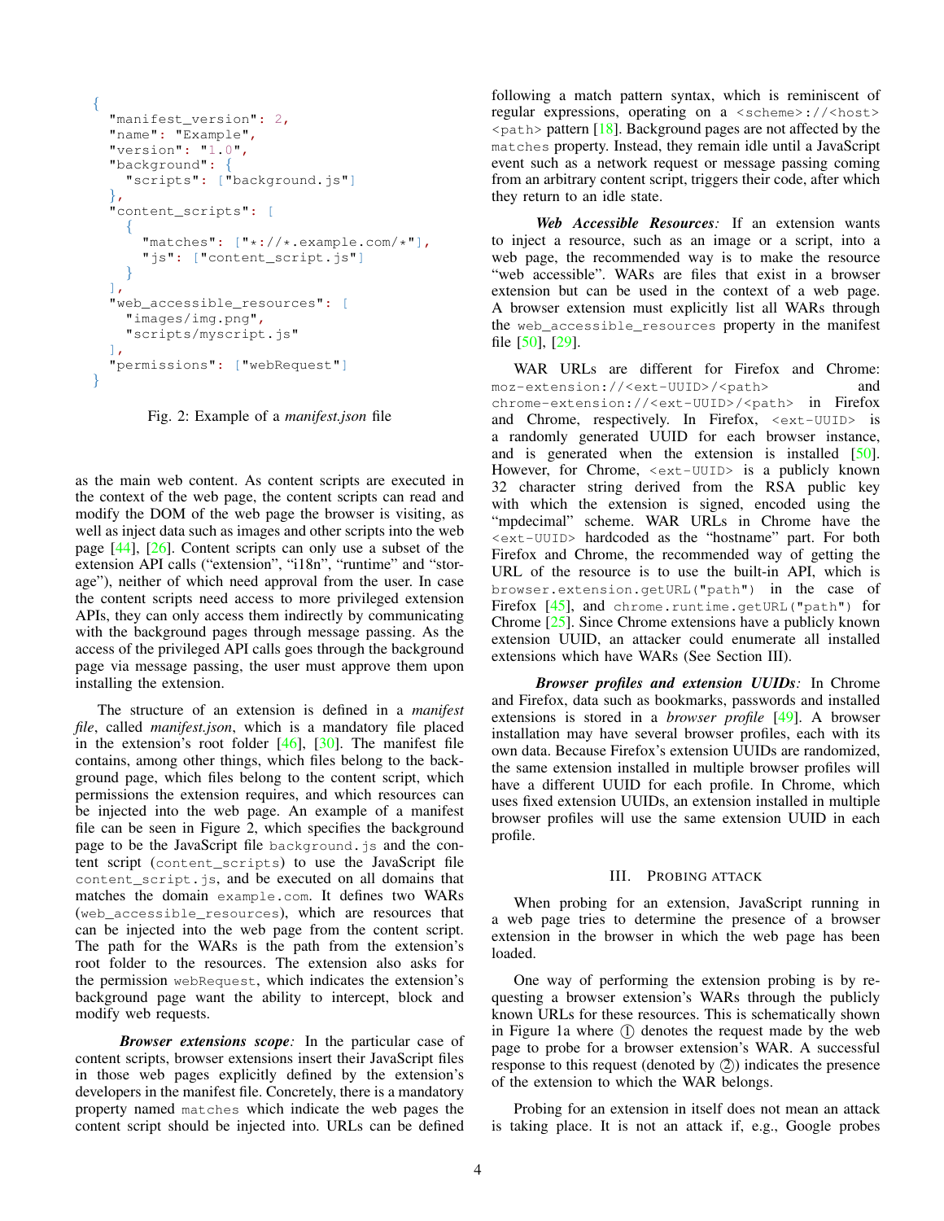```
{
  "manifest_version": 2,
  "name": "Example",
  "version": "1.0",
  "background": {
    "scripts": ["background.js"]
  },
  "content_scripts": [
    {
      "matches": ["*://*.example.com/*"],
      "js": ["content_script.js"]
    }
  ],
  "web_accessible_resources": [
    "images/img.png",
    "scripts/myscript.js"
  ],
  "permissions": ["webRequest"]
}
```

Fig. 2: Example of a *manifest.json* file

as the main web content. As content scripts are executed in the context of the web page, the content scripts can read and modify the DOM of the web page the browser is visiting, as well as inject data such as images and other scripts into the web page [44], [26]. Content scripts can only use a subset of the extension API calls ("extension", "i18n", "runtime" and "storage"), neither of which need approval from the user. In case the content scripts need access to more privileged extension APIs, they can only access them indirectly by communicating with the background pages through message passing. As the access of the privileged API calls goes through the background page via message passing, the user must approve them upon installing the extension.

The structure of an extension is defined in a *manifest file*, called *manifest.json*, which is a mandatory file placed in the extension's root folder [46], [30]. The manifest file contains, among other things, which files belong to the background page, which files belong to the content script, which permissions the extension requires, and which resources can be injected into the web page. An example of a manifest file can be seen in Figure 2, which specifies the background page to be the JavaScript file `background.js` and the content script (`content_scripts`) to use the JavaScript file `content_script.js`, and be executed on all domains that matches the domain `example.com`. It defines two WARs (`web_accessible_resources`), which are resources that can be injected into the web page from the content script. The path for the WARs is the path from the extension's root folder to the resources. The extension also asks for the permission `webRequest`, which indicates the extension's background page want the ability to intercept, block and modify web requests.

***Browser extensions scope:*** In the particular case of content scripts, browser extensions insert their JavaScript files in those web pages explicitly defined by the extension's developers in the manifest file. Concretely, there is a mandatory property named `matches` which indicate the web pages the content script should be injected into. URLs can be defined following a match pattern syntax, which is reminiscent of regular expressions, operating on a `<scheme>://<host><path>` pattern [18]. Background pages are not affected by the `matches` property. Instead, they remain idle until a JavaScript event such as a network request or message passing coming from an arbitrary content script, triggers their code, after which they return to an idle state.

***Web Accessible Resources:*** If an extension wants to inject a resource, such as an image or a script, into a web page, the recommended way is to make the resource "web accessible". WARs are files that exist in a browser extension but can be used in the context of a web page. A browser extension must explicitly list all WARs through the `web_accessible_resources` property in the manifest file [50], [29].

WAR URLs are different for Firefox and Chrome: `moz-extension://<ext-UUID>/<path>` and `chrome-extension://<ext-UUID>/<path>` in Firefox and Chrome, respectively. In Firefox, `<ext-UUID>` is a randomly generated UUID for each browser instance, and is generated when the extension is installed [50]. However, for Chrome, `<ext-UUID>` is a publicly known 32 character string derived from the RSA public key with which the extension is signed, encoded using the "mpdecimal" scheme. WAR URLs in Chrome have the `<ext-UUID>` hardcoded as the "hostname" part. For both Firefox and Chrome, the recommended way of getting the URL of the resource is to use the built-in API, which is `browser.extension.getURL("path")` in the case of Firefox [45], and `chrome.runtime.getURL("path")` for Chrome [25]. Since Chrome extensions have a publicly known extension UUID, an attacker could enumerate all installed extensions which have WARs (See Section III).

***Browser profiles and extension UUIDs:*** In Chrome and Firefox, data such as bookmarks, passwords and installed extensions is stored in a *browser profile* [49]. A browser installation may have several browser profiles, each with its own data. Because Firefox's extension UUIDs are randomized, the same extension installed in multiple browser profiles will have a different UUID for each profile. In Chrome, which uses fixed extension UUIDs, an extension installed in multiple browser profiles will use the same extension UUID in each profile.

## III. Probing Attack

When probing for an extension, JavaScript running in a web page tries to determine the presence of a browser extension in the browser in which the web page has been loaded.

One way of performing the extension probing is by requesting a browser extension's WARs through the publicly known URLs for these resources. This is schematically shown in Figure 1a where ① denotes the request made by the web page to probe for a browser extension's WAR. A successful response to this request (denoted by ②) indicates the presence of the extension to which the WAR belongs.

Probing for an extension in itself does not mean an attack is taking place. It is not an attack if, e.g., Google probes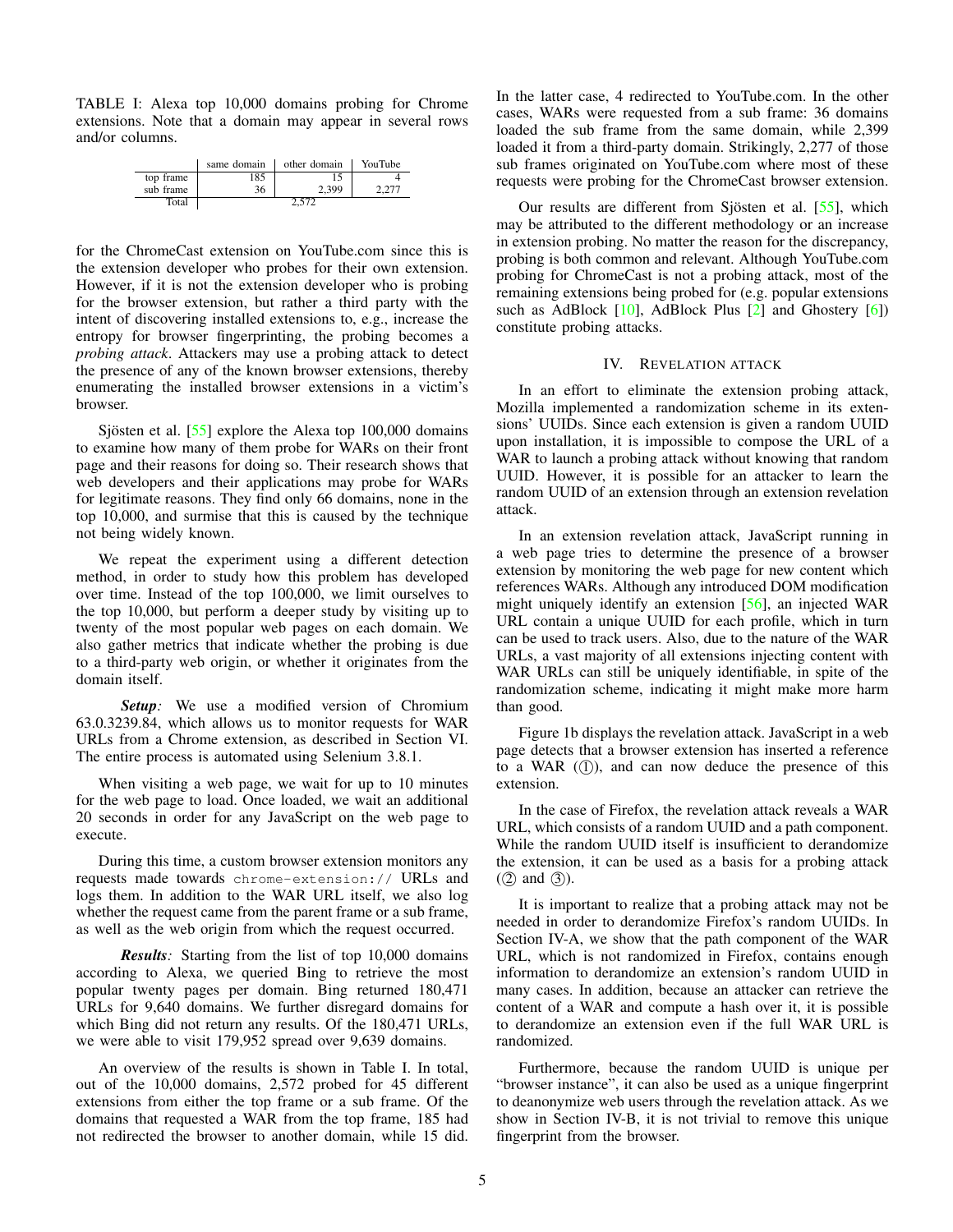TABLE I: Alexa top 10,000 domains probing for Chrome extensions. Note that a domain may appear in several rows and/or columns.

| | same domain | other domain | YouTube |
|---|---|---|---|
| top frame | 185 | 15 | 4 |
| sub frame | 36 | 2,399 | 2,277 |
| Total | 2,572 | | |

for the ChromeCast extension on YouTube.com since this is the extension developer who probes for their own extension. However, if it is not the extension developer who is probing for the browser extension, but rather a third party with the intent of discovering installed extensions to, e.g., increase the entropy for browser fingerprinting, the probing becomes a *probing attack*. Attackers may use a probing attack to detect the presence of any of the known browser extensions, thereby enumerating the installed browser extensions in a victim's browser.

Sjösten et al. [55] explore the Alexa top 100,000 domains to examine how many of them probe for WARs on their front page and their reasons for doing so. Their research shows that web developers and their applications may probe for WARs for legitimate reasons. They find only 66 domains, none in the top 10,000, and surmise that this is caused by the technique not being widely known.

We repeat the experiment using a different detection method, in order to study how this problem has developed over time. Instead of the top 100,000, we limit ourselves to the top 10,000, but perform a deeper study by visiting up to twenty of the most popular web pages on each domain. We also gather metrics that indicate whether the probing is due to a third-party web origin, or whether it originates from the domain itself.

***Setup:*** We use a modified version of Chromium 63.0.3239.84, which allows us to monitor requests for WAR URLs from a Chrome extension, as described in Section VI. The entire process is automated using Selenium 3.8.1.

When visiting a web page, we wait for up to 10 minutes for the web page to load. Once loaded, we wait an additional 20 seconds in order for any JavaScript on the web page to execute.

During this time, a custom browser extension monitors any requests made towards `chrome-extension://` URLs and logs them. In addition to the WAR URL itself, we also log whether the request came from the parent frame or a sub frame, as well as the web origin from which the request occurred.

***Results:*** Starting from the list of top 10,000 domains according to Alexa, we queried Bing to retrieve the most popular twenty pages per domain. Bing returned 180,471 URLs for 9,640 domains. We further disregard domains for which Bing did not return any results. Of the 180,471 URLs, we were able to visit 179,952 spread over 9,639 domains.

An overview of the results is shown in Table I. In total, out of the 10,000 domains, 2,572 probed for 45 different extensions from either the top frame or a sub frame. Of the domains that requested a WAR from the top frame, 185 had not redirected the browser to another domain, while 15 did. In the latter case, 4 redirected to YouTube.com. In the other cases, WARs were requested from a sub frame: 36 domains loaded the sub frame from the same domain, while 2,399 loaded it from a third-party domain. Strikingly, 2,277 of those sub frames originated on YouTube.com where most of these requests were probing for the ChromeCast browser extension.

Our results are different from Sjösten et al. [55], which may be attributed to the different methodology or an increase in extension probing. No matter the reason for the discrepancy, probing is both common and relevant. Although YouTube.com probing for ChromeCast is not a probing attack, most of the remaining extensions being probed for (e.g. popular extensions such as AdBlock [10], AdBlock Plus [2] and Ghostery [6]) constitute probing attacks.

## IV. Revelation attack

In an effort to eliminate the extension probing attack, Mozilla implemented a randomization scheme in its extensions' UUIDs. Since each extension is given a random UUID upon installation, it is impossible to compose the URL of a WAR to launch a probing attack without knowing that random UUID. However, it is possible for an attacker to learn the random UUID of an extension through an extension revelation attack.

In an extension revelation attack, JavaScript running in a web page tries to determine the presence of a browser extension by monitoring the web page for new content which references WARs. Although any introduced DOM modification might uniquely identify an extension [56], an injected WAR URL contain a unique UUID for each profile, which in turn can be used to track users. Also, due to the nature of the WAR URLs, a vast majority of all extensions injecting content with WAR URLs can still be uniquely identifiable, in spite of the randomization scheme, indicating it might make more harm than good.

Figure 1b displays the revelation attack. JavaScript in a web page detects that a browser extension has inserted a reference to a WAR (①), and can now deduce the presence of this extension.

In the case of Firefox, the revelation attack reveals a WAR URL, which consists of a random UUID and a path component. While the random UUID itself is insufficient to derandomize the extension, it can be used as a basis for a probing attack (② and ③).

It is important to realize that a probing attack may not be needed in order to derandomize Firefox's random UUIDs. In Section IV-A, we show that the path component of the WAR URL, which is not randomized in Firefox, contains enough information to derandomize an extension's random UUID in many cases. In addition, because an attacker can retrieve the content of a WAR and compute a hash over it, it is possible to derandomize an extension even if the full WAR URL is randomized.

Furthermore, because the random UUID is unique per "browser instance", it can also be used as a unique fingerprint to deanonymize web users through the revelation attack. As we show in Section IV-B, it is not trivial to remove this unique fingerprint from the browser.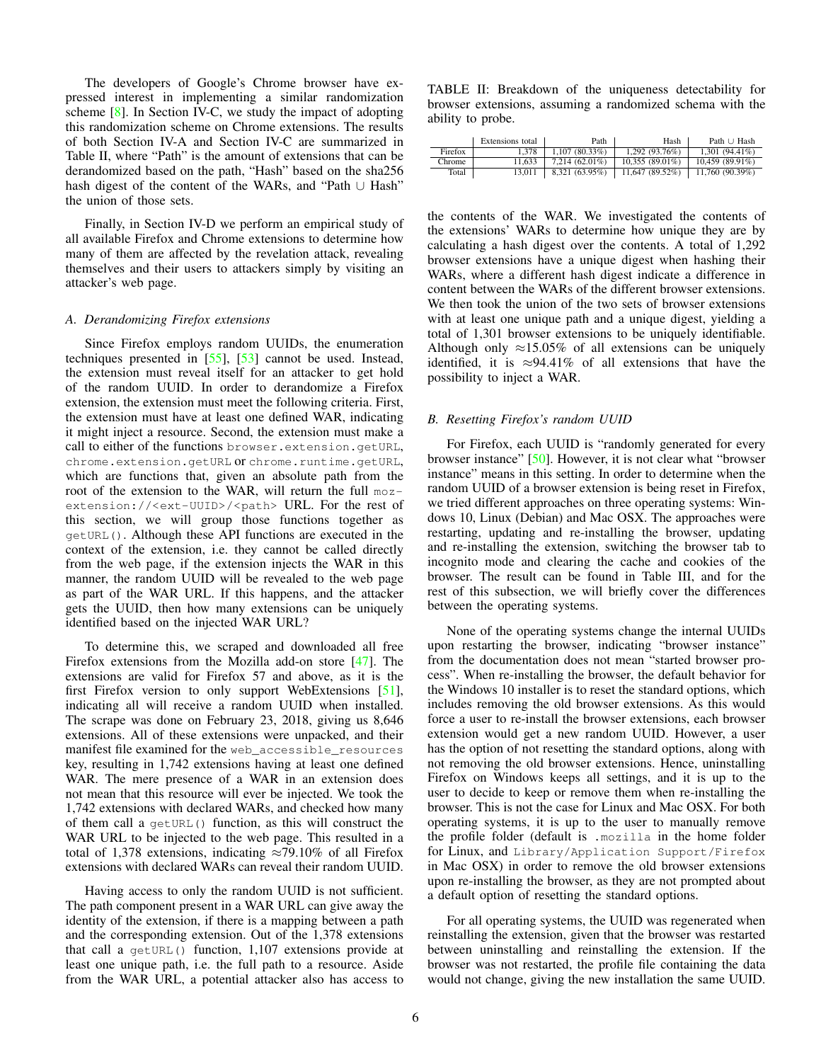The developers of Google's Chrome browser have expressed interest in implementing a similar randomization scheme [8]. In Section IV-C, we study the impact of adopting this randomization scheme on Chrome extensions. The results of both Section IV-A and Section IV-C are summarized in Table II, where "Path" is the amount of extensions that can be derandomized based on the path, "Hash" based on the sha256 hash digest of the content of the WARs, and "Path ∪ Hash" the union of those sets.

Finally, in Section IV-D we perform an empirical study of all available Firefox and Chrome extensions to determine how many of them are affected by the revelation attack, revealing themselves and their users to attackers simply by visiting an attacker's web page.

### A. Derandomizing Firefox extensions

Since Firefox employs random UUIDs, the enumeration techniques presented in [55], [53] cannot be used. Instead, the extension must reveal itself for an attacker to get hold of the random UUID. In order to derandomize a Firefox extension, the extension must meet the following criteria. First, the extension must have at least one defined WAR, indicating it might inject a resource. Second, the extension must make a call to either of the functions `browser.extension.getURL`, `chrome.extension.getURL` or `chrome.runtime.getURL`, which are functions that, given an absolute path from the root of the extension to the WAR, will return the full `moz-extension://<ext-UUID>/<path>` URL. For the rest of this section, we will group those functions together as `getURL()`. Although these API functions are executed in the context of the extension, i.e. they cannot be called directly from the web page, if the extension injects the WAR in this manner, the random UUID will be revealed to the web page as part of the WAR URL. If this happens, and the attacker gets the UUID, then how many extensions can be uniquely identified based on the injected WAR URL?

To determine this, we scraped and downloaded all free Firefox extensions from the Mozilla add-on store [47]. The extensions are valid for Firefox 57 and above, as it is the first Firefox version to only support WebExtensions [51], indicating all will receive a random UUID when installed. The scrape was done on February 23, 2018, giving us 8,646 extensions. All of these extensions were unpacked, and their manifest file examined for the `web_accessible_resources` key, resulting in 1,742 extensions having at least one defined WAR. The mere presence of a WAR in an extension does not mean that this resource will ever be injected. We took the 1,742 extensions with declared WARs, and checked how many of them call a `getURL()` function, as this will construct the WAR URL to be injected to the web page. This resulted in a total of 1,378 extensions, indicating ≈79.10% of all Firefox extensions with declared WARs can reveal their random UUID.

Having access to only the random UUID is not sufficient. The path component present in a WAR URL can give away the identity of the extension, if there is a mapping between a path and the corresponding extension. Out of the 1,378 extensions that call a `getURL()` function, 1,107 extensions provide at least one unique path, i.e. the full path to a resource. Aside from the WAR URL, a potential attacker also has access to

TABLE II: Breakdown of the uniqueness detectability for browser extensions, assuming a randomized schema with the ability to probe.

| | Extensions total | Path | Hash | Path ∪ Hash |
|---|---|---|---|---|
| Firefox | 1,378 | 1,107 (80.33%) | 1,292 (93.76%) | 1,301 (94.41%) |
| Chrome | 11,633 | 7,214 (62.01%) | 10,355 (89.01%) | 10,459 (89.91%) |
| Total | 13,011 | 8,321 (63.95%) | 11,647 (89.52%) | 11,760 (90.39%) |

the contents of the WAR. We investigated the contents of the extensions' WARs to determine how unique they are by calculating a hash digest over the contents. A total of 1,292 browser extensions have a unique digest when hashing their WARs, where a different hash digest indicate a difference in content between the WARs of the different browser extensions. We then took the union of the two sets of browser extensions with at least one unique path and a unique digest, yielding a total of 1,301 browser extensions to be uniquely identifiable. Although only ≈15.05% of all extensions can be uniquely identified, it is ≈94.41% of all extensions that have the possibility to inject a WAR.

### B. Resetting Firefox's random UUID

For Firefox, each UUID is "randomly generated for every browser instance" [50]. However, it is not clear what "browser instance" means in this setting. In order to determine when the random UUID of a browser extension is being reset in Firefox, we tried different approaches on three operating systems: Windows 10, Linux (Debian) and Mac OSX. The approaches were restarting, updating and re-installing the browser, updating and re-installing the extension, switching the browser tab to incognito mode and clearing the cache and cookies of the browser. The result can be found in Table III, and for the rest of this subsection, we will briefly cover the differences between the operating systems.

None of the operating systems change the internal UUIDs upon restarting the browser, indicating "browser instance" from the documentation does not mean "started browser process". When re-installing the browser, the default behavior for the Windows 10 installer is to reset the standard options, which includes removing the old browser extensions. As this would force a user to re-install the browser extensions, each browser extension would get a new random UUID. However, a user has the option of not resetting the standard options, along with not removing the old browser extensions. Hence, uninstalling Firefox on Windows keeps all settings, and it is up to the user to decide to keep or remove them when re-installing the browser. This is not the case for Linux and Mac OSX. For both operating systems, it is up to the user to manually remove the profile folder (default is `.mozilla` in the home folder for Linux, and `Library/Application Support/Firefox` in Mac OSX) in order to remove the old browser extensions upon re-installing the browser, as they are not prompted about a default option of resetting the standard options.

For all operating systems, the UUID was regenerated when reinstalling the extension, given that the browser was restarted between uninstalling and reinstalling the extension. If the browser was not restarted, the profile file containing the data would not change, giving the new installation the same UUID.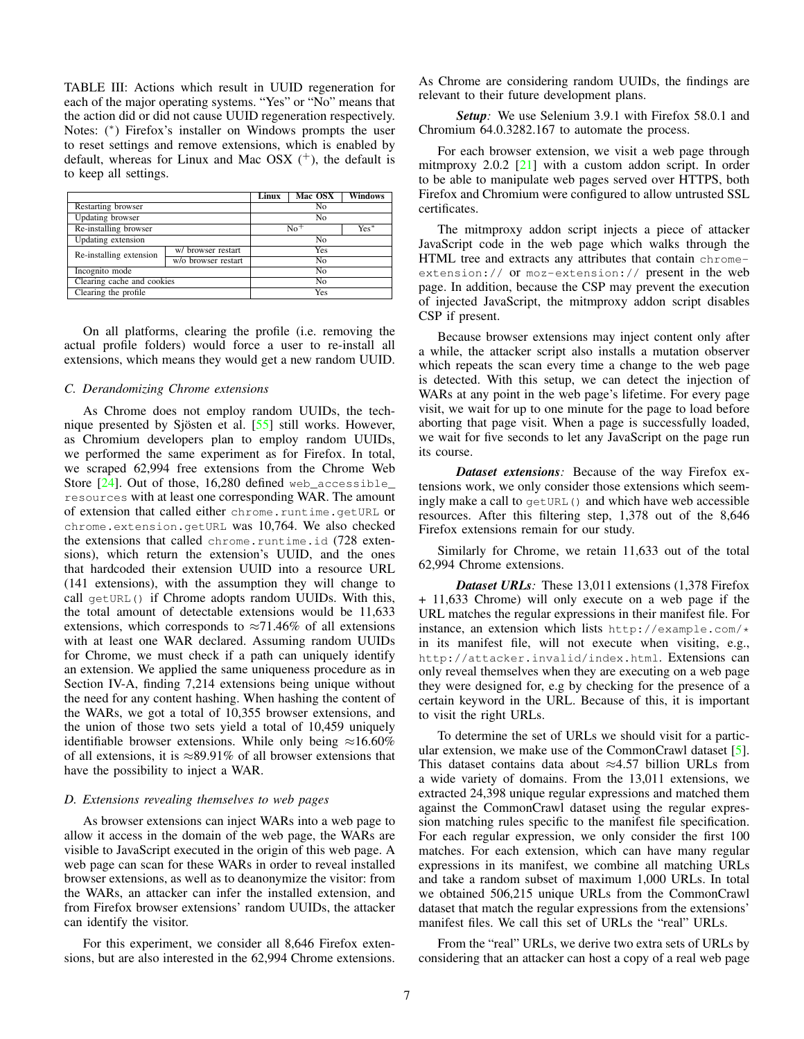TABLE III: Actions which result in UUID regeneration for each of the major operating systems. "Yes" or "No" means that the action did or did not cause UUID regeneration respectively. Notes: (*) Firefox's installer on Windows prompts the user to reset settings and remove extensions, which is enabled by default, whereas for Linux and Mac OSX (+), the default is to keep all settings.

| | | Linux | Mac OSX | Windows |
|---|---|---|---|---|
| Restarting browser | | No | | |
| Updating browser | | No | | |
| Re-installing browser | | No+ | | Yes* |
| Updating extension | | No | | |
| Re-installing extension | w/ browser restart | Yes | | |
| | w/o browser restart | No | | |
| Incognito mode | | No | | |
| Clearing cache and cookies | | No | | |
| Clearing the profile | | Yes | | |

On all platforms, clearing the profile (i.e. removing the actual profile folders) would force a user to re-install all extensions, which means they would get a new random UUID.

### C. Derandomizing Chrome extensions

As Chrome does not employ random UUIDs, the technique presented by Sjösten et al. [55] still works. However, as Chromium developers plan to employ random UUIDs, we performed the same experiment as for Firefox. In total, we scraped 62,994 free extensions from the Chrome Web Store [24]. Out of those, 16,280 defined `web_accessible_resources` with at least one corresponding WAR. The amount of extension that called either `chrome.runtime.getURL` or `chrome.extension.getURL` was 10,764. We also checked the extensions that called `chrome.runtime.id` (728 extensions), which return the extension's UUID, and the ones that hardcoded their extension UUID into a resource URL (141 extensions), with the assumption they will change to call `getURL()` if Chrome adopts random UUIDs. With this, the total amount of detectable extensions would be 11,633 extensions, which corresponds to ≈71.46% of all extensions with at least one WAR declared. Assuming random UUIDs for Chrome, we must check if a path can uniquely identify an extension. We applied the same uniqueness procedure as in Section IV-A, finding 7,214 extensions being unique without the need for any content hashing. When hashing the content of the WARs, we got a total of 10,355 browser extensions, and the union of those two sets yield a total of 10,459 uniquely identifiable browser extensions. While only being ≈16.60% of all extensions, it is ≈89.91% of all browser extensions that have the possibility to inject a WAR.

### D. Extensions revealing themselves to web pages

As browser extensions can inject WARs into a web page to allow it access in the domain of the web page, the WARs are visible to JavaScript executed in the origin of this web page. A web page can scan for these WARs in order to reveal installed browser extensions, as well as to deanonymize the visitor: from the WARs, an attacker can infer the installed extension, and from Firefox browser extensions' random UUIDs, the attacker can identify the visitor.

For this experiment, we consider all 8,646 Firefox extensions, but are also interested in the 62,994 Chrome extensions. As Chrome are considering random UUIDs, the findings are relevant to their future development plans.

***Setup:*** We use Selenium 3.9.1 with Firefox 58.0.1 and Chromium 64.0.3282.167 to automate the process.

For each browser extension, we visit a web page through mitmproxy 2.0.2 [21] with a custom addon script. In order to be able to manipulate web pages served over HTTPS, both Firefox and Chromium were configured to allow untrusted SSL certificates.

The mitmproxy addon script injects a piece of attacker JavaScript code in the web page which walks through the HTML tree and extracts any attributes that contain `chrome-extension://` or `moz-extension://` present in the web page. In addition, because the CSP may prevent the execution of injected JavaScript, the mitmproxy addon script disables CSP if present.

Because browser extensions may inject content only after a while, the attacker script also installs a mutation observer which repeats the scan every time a change to the web page is detected. With this setup, we can detect the injection of WARs at any point in the web page's lifetime. For every page visit, we wait for up to one minute for the page to load before aborting that page visit. When a page is successfully loaded, we wait for five seconds to let any JavaScript on the page run its course.

***Dataset extensions:*** Because of the way Firefox extensions work, we only consider those extensions which seemingly make a call to `getURL()` and which have web accessible resources. After this filtering step, 1,378 out of the 8,646 Firefox extensions remain for our study.

Similarly for Chrome, we retain 11,633 out of the total 62,994 Chrome extensions.

***Dataset URLs:*** These 13,011 extensions (1,378 Firefox + 11,633 Chrome) will only execute on a web page if the URL matches the regular expressions in their manifest file. For instance, an extension which lists `http://example.com/*` in its manifest file, will not execute when visiting, e.g., `http://attacker.invalid/index.html`. Extensions can only reveal themselves when they are executing on a web page they were designed for, e.g by checking for the presence of a certain keyword in the URL. Because of this, it is important to visit the right URLs.

To determine the set of URLs we should visit for a particular extension, we make use of the CommonCrawl dataset [5]. This dataset contains data about ≈4.57 billion URLs from a wide variety of domains. From the 13,011 extensions, we extracted 24,398 unique regular expressions and matched them against the CommonCrawl dataset using the regular expression matching rules specific to the manifest file specification. For each regular expression, we only consider the first 100 matches. For each extension, which can have many regular expressions in its manifest, we combine all matching URLs and take a random subset of maximum 1,000 URLs. In total we obtained 506,215 unique URLs from the CommonCrawl dataset that match the regular expressions from the extensions' manifest files. We call this set of URLs the "real" URLs.

From the "real" URLs, we derive two extra sets of URLs by considering that an attacker can host a copy of a real web page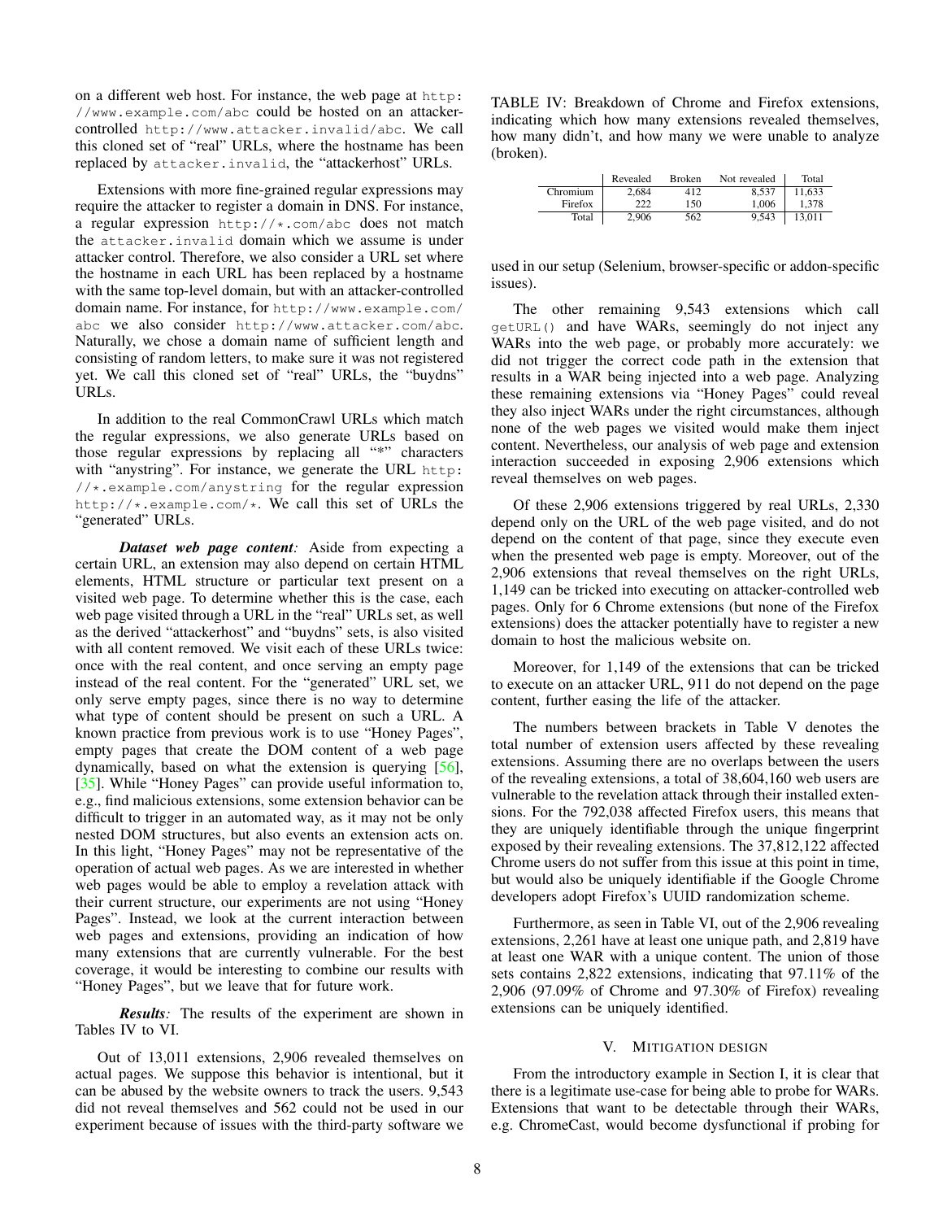on a different web host. For instance, the web page at `http://www.example.com/abc` could be hosted on an attacker-controlled `http://www.attacker.invalid/abc`. We call this cloned set of "real" URLs, where the hostname has been replaced by `attacker.invalid`, the "attackerhost" URLs.

Extensions with more fine-grained regular expressions may require the attacker to register a domain in DNS. For instance, a regular expression `http://*.com/abc` does not match the `attacker.invalid` domain which we assume is under attacker control. Therefore, we also consider a URL set where the hostname in each URL has been replaced by a hostname with the same top-level domain, but with an attacker-controlled domain name. For instance, for `http://www.example.com/abc` we also consider `http://www.attacker.com/abc`. Naturally, we chose a domain name of sufficient length and consisting of random letters, to make sure it was not registered yet. We call this cloned set of "real" URLs, the "buydns" URLs.

In addition to the real CommonCrawl URLs which match the regular expressions, we also generate URLs based on those regular expressions by replacing all "*" characters with "anystring". For instance, we generate the URL `http://*.example.com/anystring` for the regular expression `http://*.example.com/*`. We call this set of URLs the "generated" URLs.

***Dataset web page content:*** Aside from expecting a certain URL, an extension may also depend on certain HTML elements, HTML structure or particular text present on a visited web page. To determine whether this is the case, each web page visited through a URL in the "real" URLs set, as well as the derived "attackerhost" and "buydns" sets, is also visited with all content removed. We visit each of these URLs twice: once with the real content, and once serving an empty page instead of the real content. For the "generated" URL set, we only serve empty pages, since there is no way to determine what type of content should be present on such a URL. A known practice from previous work is to use "Honey Pages", empty pages that create the DOM content of a web page dynamically, based on what the extension is querying [56], [35]. While "Honey Pages" can provide useful information to, e.g., find malicious extensions, some extension behavior can be difficult to trigger in an automated way, as it may not be only nested DOM structures, but also events an extension acts on. In this light, "Honey Pages" may not be representative of the operation of actual web pages. As we are interested in whether web pages would be able to employ a revelation attack with their current structure, our experiments are not using "Honey Pages". Instead, we look at the current interaction between web pages and extensions, providing an indication of how many extensions that are currently vulnerable. For the best coverage, it would be interesting to combine our results with "Honey Pages", but we leave that for future work.

***Results:*** The results of the experiment are shown in Tables IV to VI.

Out of 13,011 extensions, 2,906 revealed themselves on actual pages. We suppose this behavior is intentional, but it can be abused by the website owners to track the users. 9,543 did not reveal themselves and 562 could not be used in our experiment because of issues with the third-party software we used in our setup (Selenium, browser-specific or addon-specific issues).

TABLE IV: Breakdown of Chrome and Firefox extensions, indicating which how many extensions revealed themselves, how many didn't, and how many we were unable to analyze (broken).

| | Revealed | Broken | Not revealed | Total |
|---|---|---|---|---|
| Chromium | 2,684 | 412 | 8,537 | 11,633 |
| Firefox | 222 | 150 | 1,006 | 1,378 |
| Total | 2,906 | 562 | 9,543 | 13,011 |

The other remaining 9,543 extensions which call `getURL()` and have WARs, seemingly do not inject any WARs into the web page, or probably more accurately: we did not trigger the correct code path in the extension that results in a WAR being injected into a web page. Analyzing these remaining extensions via "Honey Pages" could reveal they also inject WARs under the right circumstances, although none of the web pages we visited would make them inject content. Nevertheless, our analysis of web page and extension interaction succeeded in exposing 2,906 extensions which reveal themselves on web pages.

Of these 2,906 extensions triggered by real URLs, 2,330 depend only on the URL of the web page visited, and do not depend on the content of that page, since they execute even when the presented web page is empty. Moreover, out of the 2,906 extensions that reveal themselves on the right URLs, 1,149 can be tricked into executing on attacker-controlled web pages. Only for 6 Chrome extensions (but none of the Firefox extensions) does the attacker potentially have to register a new domain to host the malicious website on.

Moreover, for 1,149 of the extensions that can be tricked to execute on an attacker URL, 911 do not depend on the page content, further easing the life of the attacker.

The numbers between brackets in Table V denotes the total number of extension users affected by these revealing extensions. Assuming there are no overlaps between the users of the revealing extensions, a total of 38,604,160 web users are vulnerable to the revelation attack through their installed extensions. For the 792,038 affected Firefox users, this means that they are uniquely identifiable through the unique fingerprint exposed by their revealing extensions. The 37,812,122 affected Chrome users do not suffer from this issue at this point in time, but would also be uniquely identifiable if the Google Chrome developers adopt Firefox's UUID randomization scheme.

Furthermore, as seen in Table VI, out of the 2,906 revealing extensions, 2,261 have at least one unique path, and 2,819 have at least one WAR with a unique content. The union of those sets contains 2,822 extensions, indicating that 97.11% of the 2,906 (97.09% of Chrome and 97.30% of Firefox) revealing extensions can be uniquely identified.

## V. Mitigation Design

From the introductory example in Section I, it is clear that there is a legitimate use-case for being able to probe for WARs. Extensions that want to be detectable through their WARs, e.g. ChromeCast, would become dysfunctional if probing for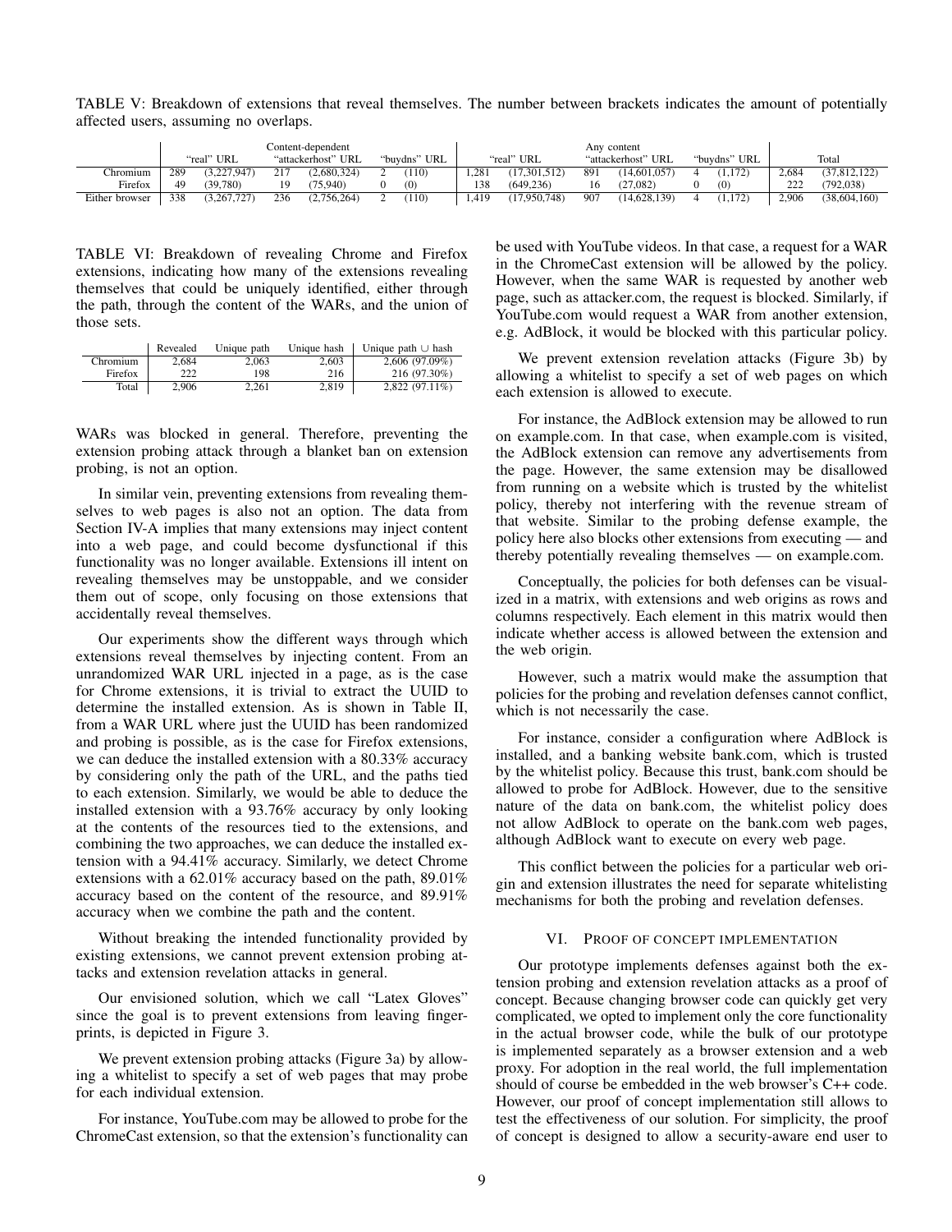TABLE V: Breakdown of extensions that reveal themselves. The number between brackets indicates the amount of potentially affected users, assuming no overlaps.

| | Content-dependent | | | | | | Any content | | | | | | Total | |
|---|---|---|---|---|---|---|---|---|---|---|---|---|---|---|
| | "real" URL | | "attackerhost" URL | | "buydns" URL | | "real" URL | | "attackerhost" URL | | "buydns" URL | | | |
| Chromium | 289 | (3,227,947) | 217 | (2,680,324) | 2 | (110) | 1,281 | (17,301,512) | 891 | (14,601,057) | 4 | (1,172) | 2,684 | (37,812,122) |
| Firefox | 49 | (39,780) | 19 | (75,940) | 0 | (0) | 138 | (649,236) | 16 | (27,082) | 0 | (0) | 222 | (792,038) |
| Either browser | 338 | (3,267,727) | 236 | (2,756,264) | 2 | (110) | 1,419 | (17,950,748) | 907 | (14,628,139) | 4 | (1,172) | 2,906 | (38,604,160) |

TABLE VI: Breakdown of revealing Chrome and Firefox extensions, indicating how many of the extensions revealing themselves that could be uniquely identified, either through the path, through the content of the WARs, and the union of those sets.

| | Revealed | Unique path | Unique hash | Unique path ∪ hash |
|---|---|---|---|---|
| Chromium | 2,684 | 2,063 | 2,603 | 2,606 (97.09%) |
| Firefox | 222 | 198 | 216 | 216 (97.30%) |
| Total | 2,906 | 2,261 | 2,819 | 2,822 (97.11%) |

WARs was blocked in general. Therefore, preventing the extension probing attack through a blanket ban on extension probing, is not an option.

In similar vein, preventing extensions from revealing themselves to web pages is also not an option. The data from Section IV-A implies that many extensions may inject content into a web page, and could become dysfunctional if this functionality was no longer available. Extensions ill intent on revealing themselves may be unstoppable, and we consider them out of scope, only focusing on those extensions that accidentally reveal themselves.

Our experiments show the different ways through which extensions reveal themselves by injecting content. From an unrandomized WAR URL injected in a page, as is the case for Chrome extensions, it is trivial to extract the UUID to determine the installed extension. As is shown in Table II, from a WAR URL where just the UUID has been randomized and probing is possible, as is the case for Firefox extensions, we can deduce the installed extension with a 80.33% accuracy by considering only the path of the URL, and the paths tied to each extension. Similarly, we would be able to deduce the installed extension with a 93.76% accuracy by only looking at the contents of the resources tied to the extensions, and combining the two approaches, we can deduce the installed extension with a 94.41% accuracy. Similarly, we detect Chrome extensions with a 62.01% accuracy based on the path, 89.01% accuracy based on the content of the resource, and 89.91% accuracy when we combine the path and the content.

Without breaking the intended functionality provided by existing extensions, we cannot prevent extension probing attacks and extension revelation attacks in general.

Our envisioned solution, which we call "Latex Gloves" since the goal is to prevent extensions from leaving fingerprints, is depicted in Figure 3.

We prevent extension probing attacks (Figure 3a) by allowing a whitelist to specify a set of web pages that may probe for each individual extension.

For instance, YouTube.com may be allowed to probe for the ChromeCast extension, so that the extension's functionality can be used with YouTube videos. In that case, a request for a WAR in the ChromeCast extension will be allowed by the policy. However, when the same WAR is requested by another web page, such as attacker.com, the request is blocked. Similarly, if YouTube.com would request a WAR from another extension, e.g. AdBlock, it would be blocked with this particular policy.

We prevent extension revelation attacks (Figure 3b) by allowing a whitelist to specify a set of web pages on which each extension is allowed to execute.

For instance, the AdBlock extension may be allowed to run on example.com. In that case, when example.com is visited, the AdBlock extension can remove any advertisements from the page. However, the same extension may be disallowed from running on a website which is trusted by the whitelist policy, thereby not interfering with the revenue stream of that website. Similar to the probing defense example, the policy here also blocks other extensions from executing — and thereby potentially revealing themselves — on example.com.

Conceptually, the policies for both defenses can be visualized in a matrix, with extensions and web origins as rows and columns respectively. Each element in this matrix would then indicate whether access is allowed between the extension and the web origin.

However, such a matrix would make the assumption that policies for the probing and revelation defenses cannot conflict, which is not necessarily the case.

For instance, consider a configuration where AdBlock is installed, and a banking website bank.com, which is trusted by the whitelist policy. Because this trust, bank.com should be allowed to probe for AdBlock. However, due to the sensitive nature of the data on bank.com, the whitelist policy does not allow AdBlock to operate on the bank.com web pages, although AdBlock want to execute on every web page.

This conflict between the policies for a particular web origin and extension illustrates the need for separate whitelisting mechanisms for both the probing and revelation defenses.

## VI. Proof of concept implementation

Our prototype implements defenses against both the extension probing and extension revelation attacks as a proof of concept. Because changing browser code can quickly get very complicated, we opted to implement only the core functionality in the actual browser code, while the bulk of our prototype is implemented separately as a browser extension and a web proxy. For adoption in the real world, the full implementation should of course be embedded in the web browser's C++ code. However, our proof of concept implementation still allows to test the effectiveness of our solution. For simplicity, the proof of concept is designed to allow a security-aware end user to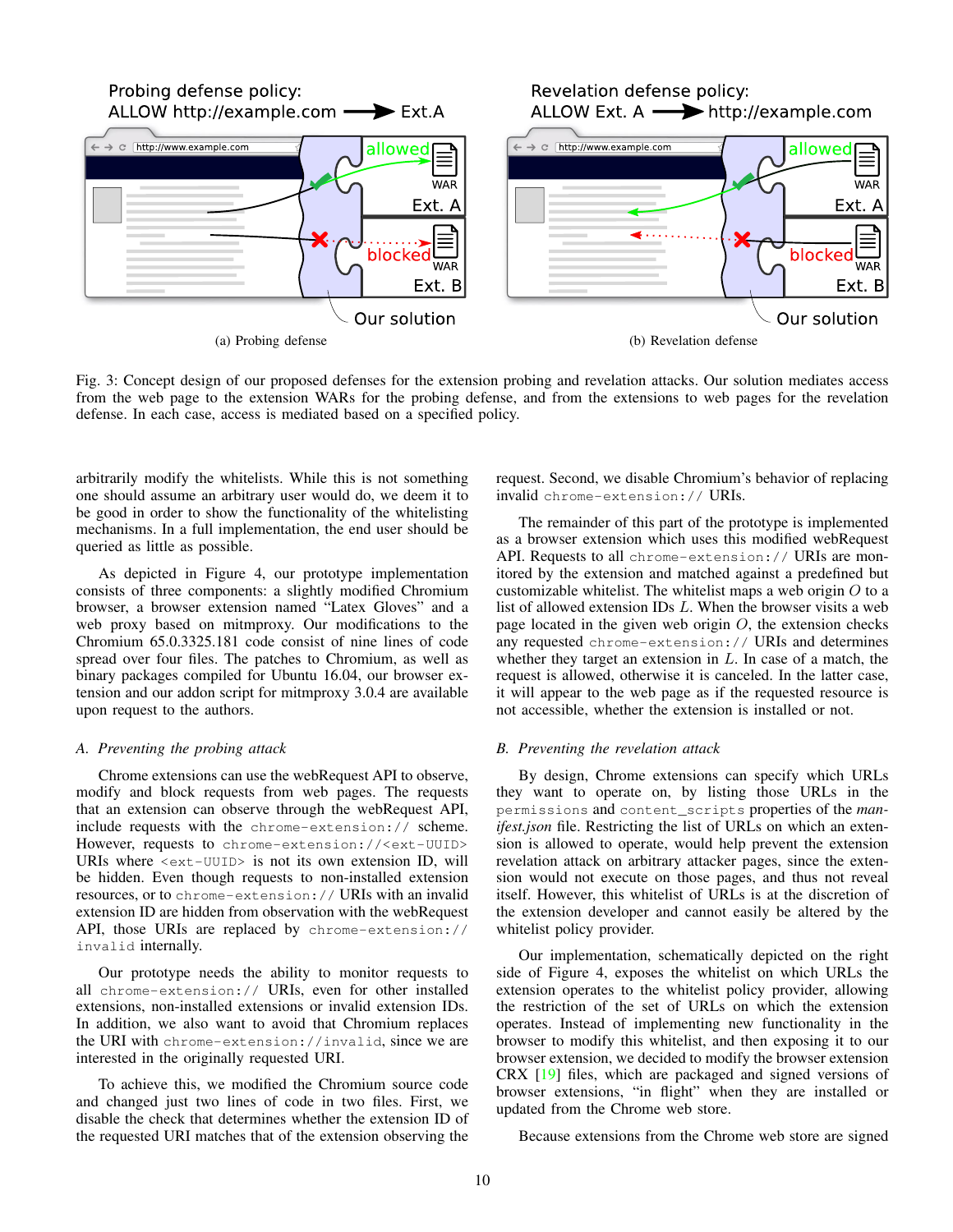Probing defense policy:
ALLOW http://example.com → Ext.A

Revelation defense policy:
ALLOW Ext. A → http://example.com

(a) Probing defense

(b) Revelation defense

Fig. 3: Concept design of our proposed defenses for the extension probing and revelation attacks. Our solution mediates access from the web page to the extension WARs for the probing defense, and from the extensions to web pages for the revelation defense. In each case, access is mediated based on a specified policy.

arbitrarily modify the whitelists. While this is not something one should assume an arbitrary user would do, we deem it to be good in order to show the functionality of the whitelisting mechanisms. In a full implementation, the end user should be queried as little as possible.

As depicted in Figure 4, our prototype implementation consists of three components: a slightly modified Chromium browser, a browser extension named "Latex Gloves" and a web proxy based on mitmproxy. Our modifications to the Chromium 65.0.3325.181 code consist of nine lines of code spread over four files. The patches to Chromium, as well as binary packages compiled for Ubuntu 16.04, our browser extension and our addon script for mitmproxy 3.0.4 are available upon request to the authors.

### A. Preventing the probing attack

Chrome extensions can use the webRequest API to observe, modify and block requests from web pages. The requests that an extension can observe through the webRequest API, include requests with the `chrome-extension://` scheme. However, requests to `chrome-extension://<ext-UUID>` URIs where `<ext-UUID>` is not its own extension ID, will be hidden. Even though requests to non-installed extension resources, or to `chrome-extension://` URIs with an invalid extension ID are hidden from observation with the webRequest API, those URIs are replaced by `chrome-extension://invalid` internally.

Our prototype needs the ability to monitor requests to all `chrome-extension://` URIs, even for other installed extensions, non-installed extensions or invalid extension IDs. In addition, we also want to avoid that Chromium replaces the URI with `chrome-extension://invalid`, since we are interested in the originally requested URI.

To achieve this, we modified the Chromium source code and changed just two lines of code in two files. First, we disable the check that determines whether the extension ID of the requested URI matches that of the extension observing the request. Second, we disable Chromium's behavior of replacing invalid `chrome-extension://` URIs.

The remainder of this part of the prototype is implemented as a browser extension which uses this modified webRequest API. Requests to all `chrome-extension://` URIs are monitored by the extension and matched against a predefined but customizable whitelist. The whitelist maps a web origin $O$ to a list of allowed extension IDs $L$. When the browser visits a web page located in the given web origin $O$, the extension checks any requested `chrome-extension://` URIs and determines whether they target an extension in $L$. In case of a match, the request is allowed, otherwise it is canceled. In the latter case, it will appear to the web page as if the requested resource is not accessible, whether the extension is installed or not.

### B. Preventing the revelation attack

By design, Chrome extensions can specify which URLs they want to operate on, by listing those URLs in the `permissions` and `content_scripts` properties of the *manifest.json* file. Restricting the list of URLs on which an extension is allowed to operate, would help prevent the extension revelation attack on arbitrary attacker pages, since the extension would not execute on those pages, and thus not reveal itself. However, this whitelist of URLs is at the discretion of the extension developer and cannot easily be altered by the whitelist policy provider.

Our implementation, schematically depicted on the right side of Figure 4, exposes the whitelist on which URLs the extension operates to the whitelist policy provider, allowing the restriction of the set of URLs on which the extension operates. Instead of implementing new functionality in the browser to modify this whitelist, and then exposing it to our browser extension, we decided to modify the browser extension CRX [19] files, which are packaged and signed versions of browser extensions, "in flight" when they are installed or updated from the Chrome web store.

Because extensions from the Chrome web store are signed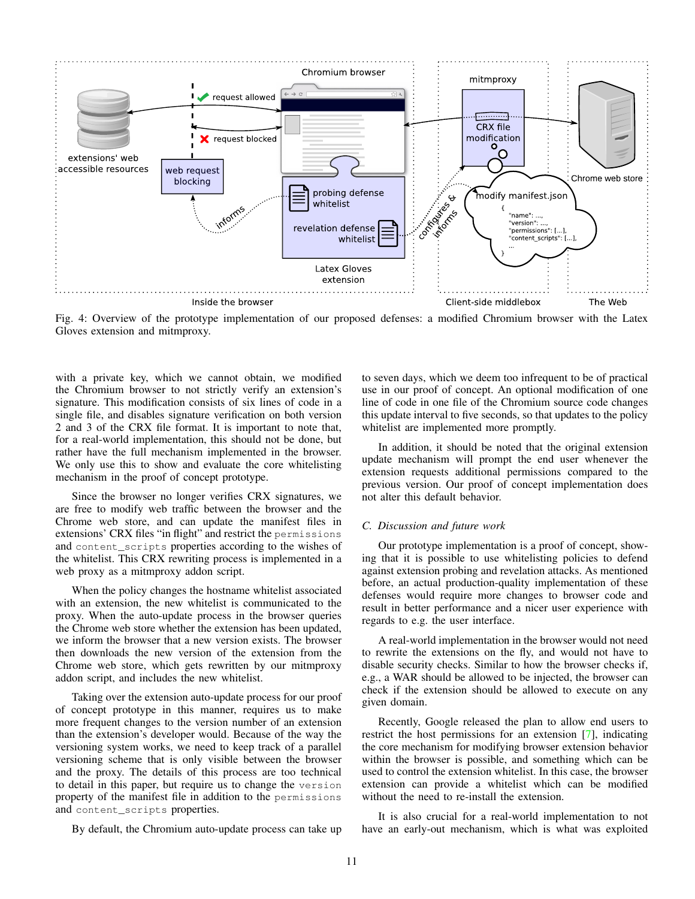Fig. 4: Overview of the prototype implementation of our proposed defenses: a modified Chromium browser with the Latex Gloves extension and mitmproxy.

with a private key, which we cannot obtain, we modified the Chromium browser to not strictly verify an extension's signature. This modification consists of six lines of code in a single file, and disables signature verification on both version 2 and 3 of the CRX file format. It is important to note that, for a real-world implementation, this should not be done, but rather have the full mechanism implemented in the browser. We only use this to show and evaluate the core whitelisting mechanism in the proof of concept prototype.

Since the browser no longer verifies CRX signatures, we are free to modify web traffic between the browser and the Chrome web store, and can update the manifest files in extensions' CRX files "in flight" and restrict the `permissions` and `content_scripts` properties according to the wishes of the whitelist. This CRX rewriting process is implemented in a web proxy as a mitmproxy addon script.

When the policy changes the hostname whitelist associated with an extension, the new whitelist is communicated to the proxy. When the auto-update process in the browser queries the Chrome web store whether the extension has been updated, we inform the browser that a new version exists. The browser then downloads the new version of the extension from the Chrome web store, which gets rewritten by our mitmproxy addon script, and includes the new whitelist.

Taking over the extension auto-update process for our proof of concept prototype in this manner, requires us to make more frequent changes to the version number of an extension than the extension's developer would. Because of the way the versioning system works, we need to keep track of a parallel versioning scheme that is only visible between the browser and the proxy. The details of this process are too technical to detail in this paper, but require us to change the `version` property of the manifest file in addition to the `permissions` and `content_scripts` properties.

By default, the Chromium auto-update process can take up to seven days, which we deem too infrequent to be of practical use in our proof of concept. An optional modification of one line of code in one file of the Chromium source code changes this update interval to five seconds, so that updates to the policy whitelist are implemented more promptly.

In addition, it should be noted that the original extension update mechanism will prompt the end user whenever the extension requests additional permissions compared to the previous version. Our proof of concept implementation does not alter this default behavior.

### C. Discussion and future work

Our prototype implementation is a proof of concept, showing that it is possible to use whitelisting policies to defend against extension probing and revelation attacks. As mentioned before, an actual production-quality implementation of these defenses would require more changes to browser code and result in better performance and a nicer user experience with regards to e.g. the user interface.

A real-world implementation in the browser would not need to rewrite the extensions on the fly, and would not have to disable security checks. Similar to how the browser checks if, e.g., a WAR should be allowed to be injected, the browser can check if the extension should be allowed to execute on any given domain.

Recently, Google released the plan to allow end users to restrict the host permissions for an extension [7], indicating the core mechanism for modifying browser extension behavior within the browser is possible, and something which can be used to control the extension whitelist. In this case, the browser extension can provide a whitelist which can be modified without the need to re-install the extension.

It is also crucial for a real-world implementation to not have an early-out mechanism, which is what was exploited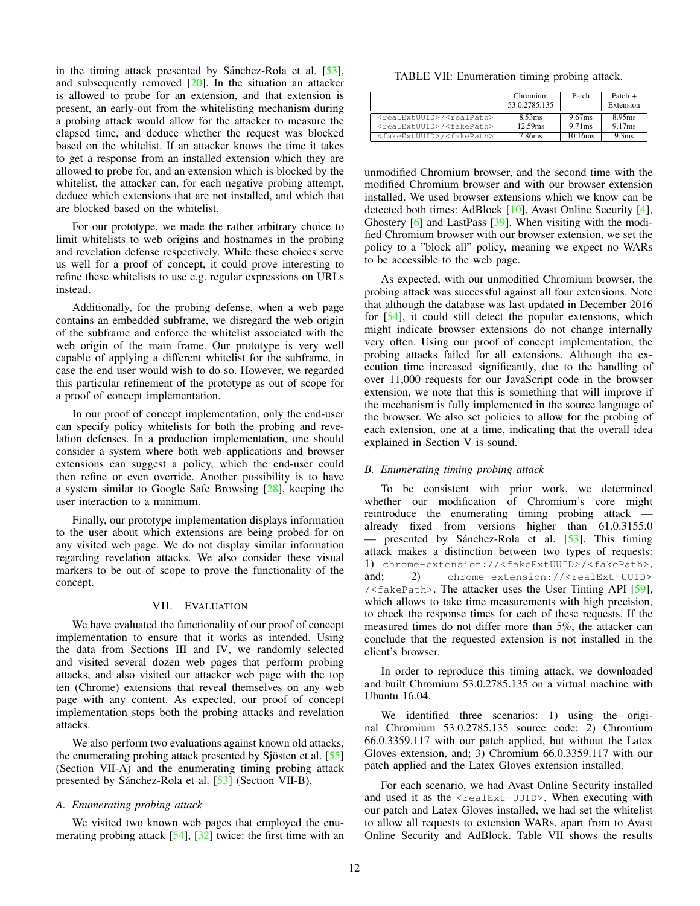in the timing attack presented by Sánchez-Rola et al. [53], and subsequently removed [20]. In the situation an attacker is allowed to probe for an extension, and that extension is present, an early-out from the whitelisting mechanism during a probing attack would allow for the attacker to measure the elapsed time, and deduce whether the request was blocked based on the whitelist. If an attacker knows the time it takes to get a response from an installed extension which they are allowed to probe for, and an extension which is blocked by the whitelist, the attacker can, for each negative probing attempt, deduce which extensions that are not installed, and which that are blocked based on the whitelist.

For our prototype, we made the rather arbitrary choice to limit whitelists to web origins and hostnames in the probing and revelation defense respectively. While these choices serve us well for a proof of concept, it could prove interesting to refine these whitelists to use e.g. regular expressions on URLs instead.

Additionally, for the probing defense, when a web page contains an embedded subframe, we disregard the web origin of the subframe and enforce the whitelist associated with the web origin of the main frame. Our prototype is very well capable of applying a different whitelist for the subframe, in case the end user would wish to do so. However, we regarded this particular refinement of the prototype as out of scope for a proof of concept implementation.

In our proof of concept implementation, only the end-user can specify policy whitelists for both the probing and revelation defenses. In a production implementation, one should consider a system where both web applications and browser extensions can suggest a policy, which the end-user could then refine or even override. Another possibility is to have a system similar to Google Safe Browsing [28], keeping the user interaction to a minimum.

Finally, our prototype implementation displays information to the user about which extensions are being probed for on any visited web page. We do not display similar information regarding revelation attacks. We also consider these visual markers to be out of scope to prove the functionality of the concept.

## VII. Evaluation

We have evaluated the functionality of our proof of concept implementation to ensure that it works as intended. Using the data from Sections III and IV, we randomly selected and visited several dozen web pages that perform probing attacks, and also visited our attacker web page with the top ten (Chrome) extensions that reveal themselves on any web page with any content. As expected, our proof of concept implementation stops both the probing attacks and revelation attacks.

We also perform two evaluations against known old attacks, the enumerating probing attack presented by Sjösten et al. [55] (Section VII-A) and the enumerating timing probing attack presented by Sánchez-Rola et al. [53] (Section VII-B).

### A. Enumerating probing attack

We visited two known web pages that employed the enumerating probing attack [54], [32] twice: the first time with an unmodified Chromium browser, and the second time with the modified Chromium browser and with our browser extension installed. We used browser extensions which we know can be detected both times: AdBlock [10], Avast Online Security [4], Ghostery [6] and LastPass [39]. When visiting with the modified Chromium browser with our browser extension, we set the policy to a "block all" policy, meaning we expect no WARs to be accessible to the web page.

As expected, with our unmodified Chromium browser, the probing attack was successful against all four extensions. Note that although the database was last updated in December 2016 for [54], it could still detect the popular extensions, which might indicate browser extensions do not change internally very often. Using our proof of concept implementation, the probing attacks failed for all extensions. Although the execution time increased significantly, due to the handling of over 11,000 requests for our JavaScript code in the browser extension, we note that this is something that will improve if the mechanism is fully implemented in the source language of the browser. We also set policies to allow for the probing of each extension, one at a time, indicating that the overall idea explained in Section V is sound.

### B. Enumerating timing probing attack

To be consistent with prior work, we determined whether our modification of Chromium's core might reintroduce the enumerating timing probing attack — already fixed from versions higher than 61.0.3155.0 — presented by Sánchez-Rola et al. [53]. This timing attack makes a distinction between two types of requests: 1) `chrome-extension://<fakeExtUUID>/<fakePath>`, and; 2) `chrome-extension://<realExt-UUID>/<fakePath>`. The attacker uses the User Timing API [59], which allows to take time measurements with high precision, to check the response times for each of these requests. If the measured times do not differ more than 5%, the attacker can conclude that the requested extension is not installed in the client's browser.

In order to reproduce this timing attack, we downloaded and built Chromium 53.0.2785.135 on a virtual machine with Ubuntu 16.04.

We identified three scenarios: 1) using the original Chromium 53.0.2785.135 source code; 2) Chromium 66.0.3359.117 with our patch applied, but without the Latex Gloves extension, and; 3) Chromium 66.0.3359.117 with our patch applied and the Latex Gloves extension installed.

For each scenario, we had Avast Online Security installed and used it as the `<realExt-UUID>`. When executing with our patch and Latex Gloves installed, we had set the whitelist to allow all requests to extension WARs, apart from to Avast Online Security and AdBlock. Table VII shows the results

TABLE VII: Enumeration timing probing attack.

| | Chromium 53.0.2785.135 | Patch | Patch + Extension |
|---|---|---|---|
| `<realExtUUID>/<realPath>` | 8.53ms | 9.67ms | 8.95ms |
| `<realExtUUID>/<fakePath>` | 12.59ms | 9.71ms | 9.17ms |
| `<fakeExtUUID>/<fakePath>` | 7.86ms | 10.16ms | 9.3ms |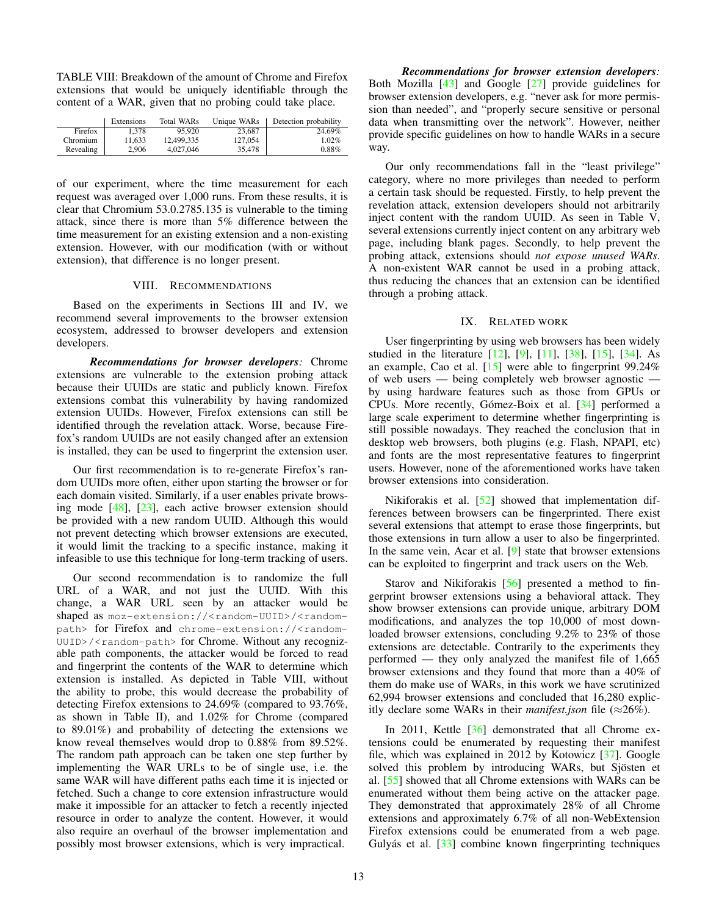TABLE VIII: Breakdown of the amount of Chrome and Firefox extensions that would be uniquely identifiable through the content of a WAR, given that no probing could take place.

| | Extensions | Total WARs | Unique WARs | Detection probability |
|---|---|---|---|---|
| Firefox | 1,378 | 95,920 | 23,687 | 24.69% |
| Chromium | 11,633 | 12,499,335 | 127,054 | 1.02% |
| Revealing | 2,906 | 4,027,046 | 35,478 | 0.88% |

of our experiment, where the time measurement for each request was averaged over 1,000 runs. From these results, it is clear that Chromium 53.0.2785.135 is vulnerable to the timing attack, since there is more than 5% difference between the time measurement for an existing extension and a non-existing extension. However, with our modification (with or without extension), that difference is no longer present.

## VIII. Recommendations

Based on the experiments in Sections III and IV, we recommend several improvements to the browser extension ecosystem, addressed to browser developers and extension developers.

***Recommendations for browser developers:*** Chrome extensions are vulnerable to the extension probing attack because their UUIDs are static and publicly known. Firefox extensions combat this vulnerability by having randomized extension UUIDs. However, Firefox extensions can still be identified through the revelation attack. Worse, because Firefox's random UUIDs are not easily changed after an extension is installed, they can be used to fingerprint the extension user.

Our first recommendation is to re-generate Firefox's random UUIDs more often, either upon starting the browser or for each domain visited. Similarly, if a user enables private browsing mode [48], [23], each active browser extension should be provided with a new random UUID. Although this would not prevent detecting which browser extensions are executed, it would limit the tracking to a specific instance, making it infeasible to use this technique for long-term tracking of users.

Our second recommendation is to randomize the full URL of a WAR, and not just the UUID. With this change, a WAR URL seen by an attacker would be shaped as `moz-extension://<random-UUID>/<random-path>` for Firefox and `chrome-extension://<random-UUID>/<random-path>` for Chrome. Without any recognizable path components, the attacker would be forced to read and fingerprint the contents of the WAR to determine which extension is installed. As depicted in Table VIII, without the ability to probe, this would decrease the probability of detecting Firefox extensions to 24.69% (compared to 93.76%, as shown in Table II), and 1.02% for Chrome (compared to 89.01%) and probability of detecting the extensions we know reveal themselves would drop to 0.88% from 89.52%. The random path approach can be taken one step further by implementing the WAR URLs to be of single use, i.e. the same WAR will have different paths each time it is injected or fetched. Such a change to core extension infrastructure would make it impossible for an attacker to fetch a recently injected resource in order to analyze the content. However, it would also require an overhaul of the browser implementation and possibly most browser extensions, which is very impractical.

***Recommendations for browser extension developers:*** Both Mozilla [43] and Google [27] provide guidelines for browser extension developers, e.g. "never ask for more permission than needed", and "properly secure sensitive or personal data when transmitting over the network". However, neither provide specific guidelines on how to handle WARs in a secure way.

Our only recommendations fall in the "least privilege" category, where no more privileges than needed to perform a certain task should be requested. Firstly, to help prevent the revelation attack, extension developers should not arbitrarily inject content with the random UUID. As seen in Table V, several extensions currently inject content on any arbitrary web page, including blank pages. Secondly, to help prevent the probing attack, extensions should *not expose unused WARs*. A non-existent WAR cannot be used in a probing attack, thus reducing the chances that an extension can be identified through a probing attack.

## IX. Related work

User fingerprinting by using web browsers has been widely studied in the literature [12], [9], [11], [38], [15], [34]. As an example, Cao et al. [15] were able to fingerprint 99.24% of web users — being completely web browser agnostic — by using hardware features such as those from GPUs or CPUs. More recently, Gómez-Boix et al. [34] performed a large scale experiment to determine whether fingerprinting is still possible nowadays. They reached the conclusion that in desktop web browsers, both plugins (e.g. Flash, NPAPI, etc) and fonts are the most representative features to fingerprint users. However, none of the aforementioned works have taken browser extensions into consideration.

Nikiforakis et al. [52] showed that implementation differences between browsers can be fingerprinted. There exist several extensions that attempt to erase those fingerprints, but those extensions in turn allow a user to also be fingerprinted. In the same vein, Acar et al. [9] state that browser extensions can be exploited to fingerprint and track users on the Web.

Starov and Nikiforakis [56] presented a method to fingerprint browser extensions using a behavioral attack. They show browser extensions can provide unique, arbitrary DOM modifications, and analyzes the top 10,000 of most downloaded browser extensions, concluding 9.2% to 23% of those extensions are detectable. Contrarily to the experiments they performed — they only analyzed the manifest file of 1,665 browser extensions and they found that more than a 40% of them do make use of WARs, in this work we have scrutinized 62,994 browser extensions and concluded that 16,280 explicitly declare some WARs in their *manifest.json* file (≈26%).

In 2011, Kettle [36] demonstrated that all Chrome extensions could be enumerated by requesting their manifest file, which was explained in 2012 by Kotowicz [37]. Google solved this problem by introducing WARs, but Sjösten et al. [55] showed that all Chrome extensions with WARs can be enumerated without them being active on the attacker page. They demonstrated that approximately 28% of all Chrome extensions and approximately 6.7% of all non-WebExtension Firefox extensions could be enumerated from a web page. Gulyás et al. [33] combine known fingerprinting techniques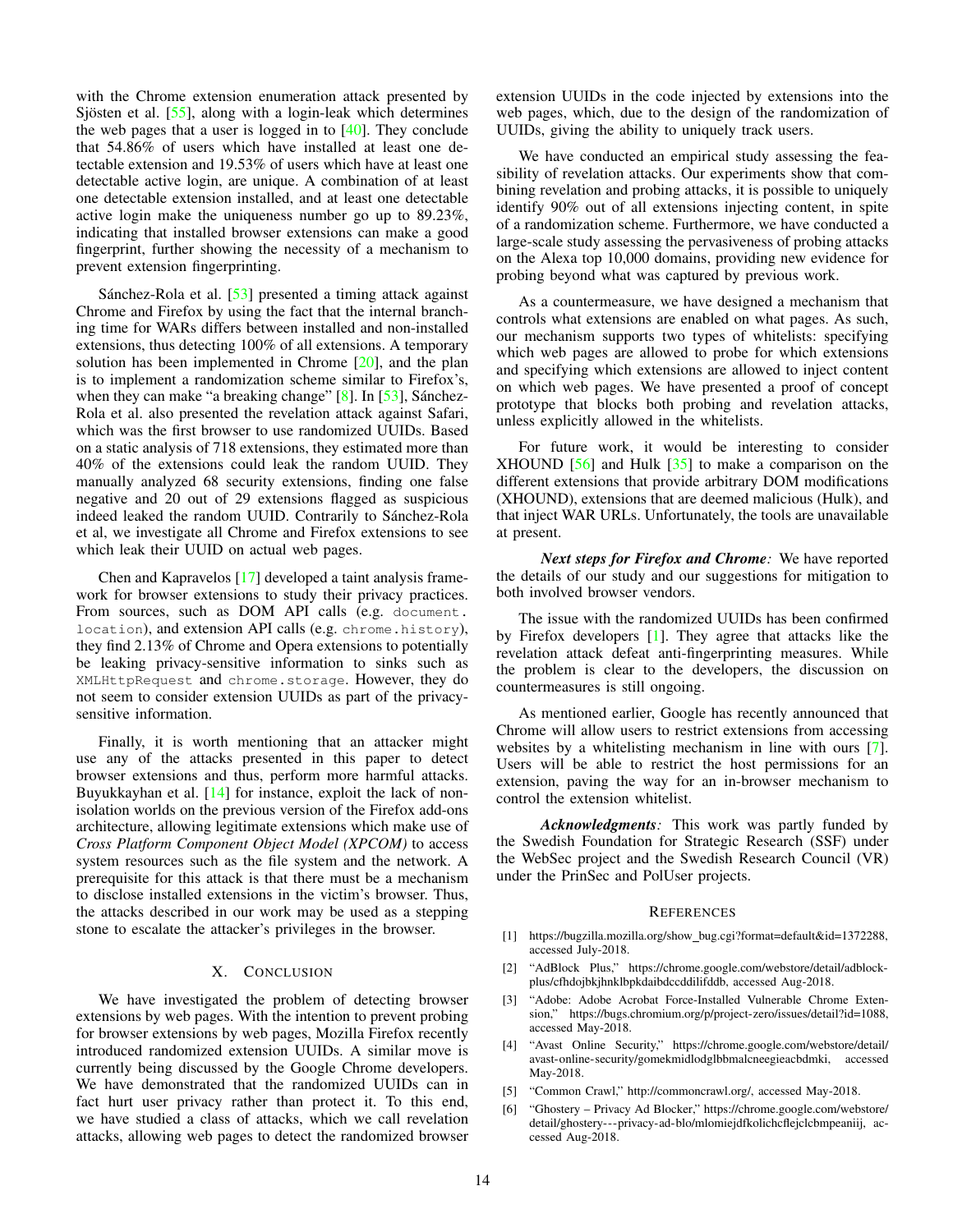with the Chrome extension enumeration attack presented by Sjösten et al. [55], along with a login-leak which determines the web pages that a user is logged in to [40]. They conclude that 54.86% of users which have installed at least one detectable extension and 19.53% of users which have at least one detectable active login, are unique. A combination of at least one detectable extension installed, and at least one detectable active login make the uniqueness number go up to 89.23%, indicating that installed browser extensions can make a good fingerprint, further showing the necessity of a mechanism to prevent extension fingerprinting.

Sánchez-Rola et al. [53] presented a timing attack against Chrome and Firefox by using the fact that the internal branching time for WARs differs between installed and non-installed extensions, thus detecting 100% of all extensions. A temporary solution has been implemented in Chrome [20], and the plan is to implement a randomization scheme similar to Firefox's, when they can make "a breaking change" [8]. In [53], Sánchez-Rola et al. also presented the revelation attack against Safari, which was the first browser to use randomized UUIDs. Based on a static analysis of 718 extensions, they estimated more than 40% of the extensions could leak the random UUID. They manually analyzed 68 security extensions, finding one false negative and 20 out of 29 extensions flagged as suspicious indeed leaked the random UUID. Contrarily to Sánchez-Rola et al, we investigate all Chrome and Firefox extensions to see which leak their UUID on actual web pages.

Chen and Kapravelos [17] developed a taint analysis framework for browser extensions to study their privacy practices. From sources, such as DOM API calls (e.g. `document.location`), and extension API calls (e.g. `chrome.history`), they find 2.13% of Chrome and Opera extensions to potentially be leaking privacy-sensitive information to sinks such as `XMLHttpRequest` and `chrome.storage`. However, they do not seem to consider extension UUIDs as part of the privacy-sensitive information.

Finally, it is worth mentioning that an attacker might use any of the attacks presented in this paper to detect browser extensions and thus, perform more harmful attacks. Buyukkayhan et al. [14] for instance, exploit the lack of non-isolation worlds on the previous version of the Firefox add-ons architecture, allowing legitimate extensions which make use of *Cross Platform Component Object Model (XPCOM)* to access system resources such as the file system and the network. A prerequisite for this attack is that there must be a mechanism to disclose installed extensions in the victim's browser. Thus, the attacks described in our work may be used as a stepping stone to escalate the attacker's privileges in the browser.

## X. Conclusion

We have investigated the problem of detecting browser extensions by web pages. With the intention to prevent probing for browser extensions by web pages, Mozilla Firefox recently introduced randomized extension UUIDs. A similar move is currently being discussed by the Google Chrome developers. We have demonstrated that the randomized UUIDs can in fact hurt user privacy rather than protect it. To this end, we have studied a class of attacks, which we call revelation attacks, allowing web pages to detect the randomized browser extension UUIDs in the code injected by extensions into the web pages, which, due to the design of the randomization of UUIDs, giving the ability to uniquely track users.

We have conducted an empirical study assessing the feasibility of revelation attacks. Our experiments show that combining revelation and probing attacks, it is possible to uniquely identify 90% out of all extensions injecting content, in spite of a randomization scheme. Furthermore, we have conducted a large-scale study assessing the pervasiveness of probing attacks on the Alexa top 10,000 domains, providing new evidence for probing beyond what was captured by previous work.

As a countermeasure, we have designed a mechanism that controls what extensions are enabled on what pages. As such, our mechanism supports two types of whitelists: specifying which web pages are allowed to probe for which extensions and specifying which extensions are allowed to inject content on which web pages. We have presented a proof of concept prototype that blocks both probing and revelation attacks, unless explicitly allowed in the whitelists.

For future work, it would be interesting to consider XHOUND [56] and Hulk [35] to make a comparison on the different extensions that provide arbitrary DOM modifications (XHOUND), extensions that are deemed malicious (Hulk), and that inject WAR URLs. Unfortunately, the tools are unavailable at present.

***Next steps for Firefox and Chrome:*** We have reported the details of our study and our suggestions for mitigation to both involved browser vendors.

The issue with the randomized UUIDs has been confirmed by Firefox developers [1]. They agree that attacks like the revelation attack defeat anti-fingerprinting measures. While the problem is clear to the developers, the discussion on countermeasures is still ongoing.

As mentioned earlier, Google has recently announced that Chrome will allow users to restrict extensions from accessing websites by a whitelisting mechanism in line with ours [7]. Users will be able to restrict the host permissions for an extension, paving the way for an in-browser mechanism to control the extension whitelist.

***Acknowledgments:*** This work was partly funded by the Swedish Foundation for Strategic Research (SSF) under the WebSec project and the Swedish Research Council (VR) under the PrinSec and PolUser projects.

## References

[1] https://bugzilla.mozilla.org/show_bug.cgi?format=default&id=1372288, accessed July-2018.

[2] "AdBlock Plus," https://chrome.google.com/webstore/detail/adblock-plus/cfhdojbkjhnklbpkdaibdccddilifddb, accessed Aug-2018.

[3] "Adobe: Adobe Acrobat Force-Installed Vulnerable Chrome Extension," https://bugs.chromium.org/p/project-zero/issues/detail?id=1088, accessed May-2018.

[4] "Avast Online Security," https://chrome.google.com/webstore/detail/avast-online-security/gomekmidlodglbbmalcneegieacbdmki, accessed May-2018.

[5] "Common Crawl," http://commoncrawl.org/, accessed May-2018.

[6] "Ghostery – Privacy Ad Blocker," https://chrome.google.com/webstore/detail/ghostery---privacy-ad-blo/mlomiejdfkolichcflejclcbmpeaniij, accessed Aug-2018.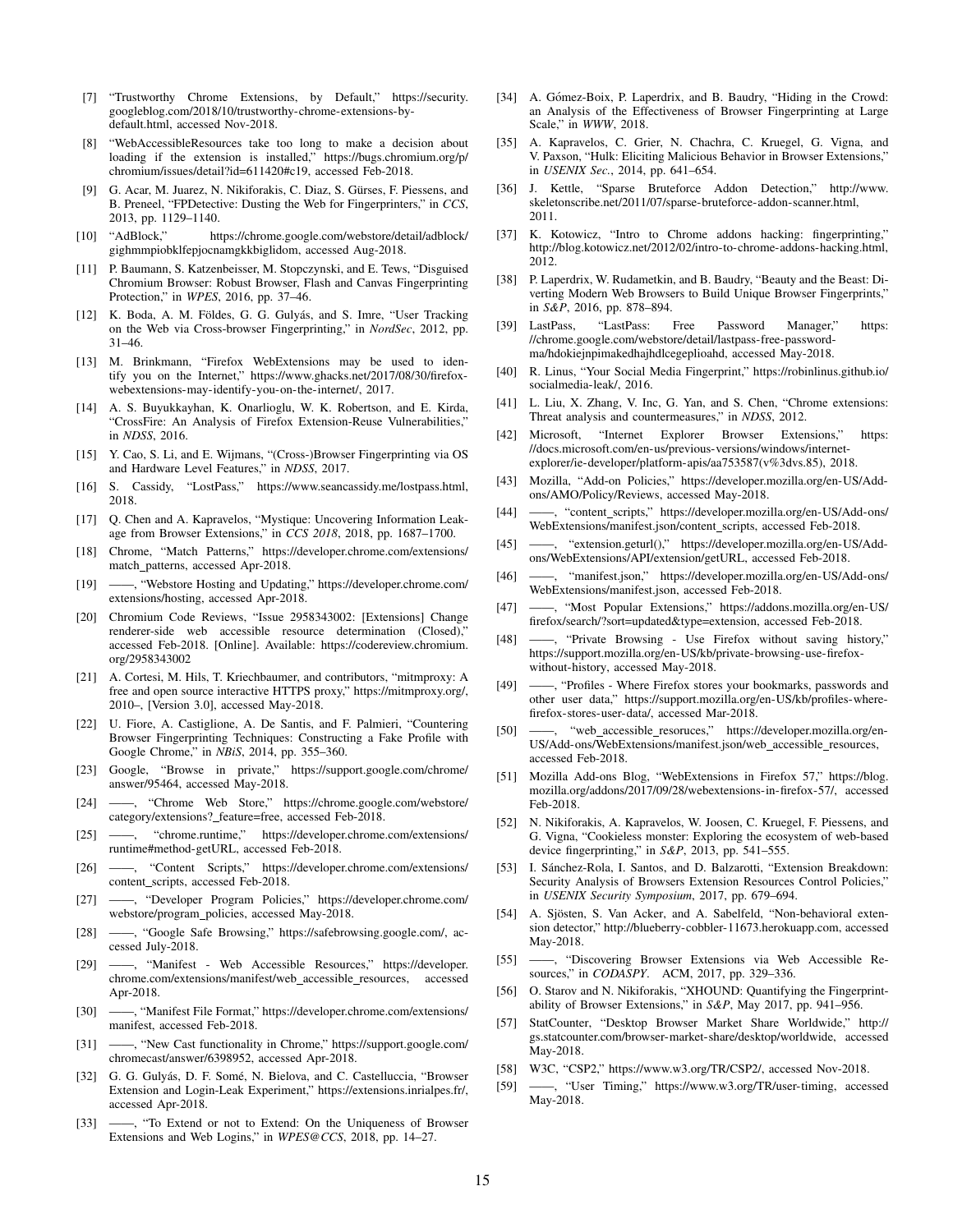[7] "Trustworthy Chrome Extensions, by Default," https://security.googleblog.com/2018/10/trustworthy-chrome-extensions-by-default.html, accessed Nov-2018.

[8] "WebAccessibleResources take too long to make a decision about loading if the extension is installed," https://bugs.chromium.org/p/chromium/issues/detail?id=611420#c19, accessed Feb-2018.

[9] G. Acar, M. Juarez, N. Nikiforakis, C. Diaz, S. Gürses, F. Piessens, and B. Preneel, "FPDetective: Dusting the Web for Fingerprinters," in *CCS*, 2013, pp. 1129–1140.

[10] "AdBlock," https://chrome.google.com/webstore/detail/adblock/gighmmpiobklfepjocnamgkkbiglidom, accessed Aug-2018.

[11] P. Baumann, S. Katzenbeisser, M. Stopczynski, and E. Tews, "Disguised Chromium Browser: Robust Browser, Flash and Canvas Fingerprinting Protection," in *WPES*, 2016, pp. 37–46.

[12] K. Boda, A. M. Földes, G. G. Gulyás, and S. Imre, "User Tracking on the Web via Cross-browser Fingerprinting," in *NordSec*, 2012, pp. 31–46.

[13] M. Brinkmann, "Firefox WebExtensions may be used to identify you on the Internet," https://www.ghacks.net/2017/08/30/firefox-webextensions-may-identify-you-on-the-internet/, 2017.

[14] A. S. Buyukkayhan, K. Onarlioglu, W. K. Robertson, and E. Kirda, "CrossFire: An Analysis of Firefox Extension-Reuse Vulnerabilities," in *NDSS*, 2016.

[15] Y. Cao, S. Li, and E. Wijmans, "(Cross-)Browser Fingerprinting via OS and Hardware Level Features," in *NDSS*, 2017.

[16] S. Cassidy, "LostPass," https://www.seancassidy.me/lostpass.html, 2018.

[17] Q. Chen and A. Kapravelos, "Mystique: Uncovering Information Leakage from Browser Extensions," in *CCS 2018*, 2018, pp. 1687–1700.

[18] Chrome, "Match Patterns," https://developer.chrome.com/extensions/match_patterns, accessed Apr-2018.

[19] ——, "Webstore Hosting and Updating," https://developer.chrome.com/extensions/hosting, accessed Apr-2018.

[20] Chromium Code Reviews, "Issue 2958343002: [Extensions] Change renderer-side web accessible resource determination (Closed)," accessed Feb-2018. [Online]. Available: https://codereview.chromium.org/2958343002

[21] A. Cortesi, M. Hils, T. Kriechbaumer, and contributors, "mitmproxy: A free and open source interactive HTTPS proxy," https://mitmproxy.org/, 2010–, [Version 3.0], accessed May-2018.

[22] U. Fiore, A. Castiglione, A. De Santis, and F. Palmieri, "Countering Browser Fingerprinting Techniques: Constructing a Fake Profile with Google Chrome," in *NBiS*, 2014, pp. 355–360.

[23] Google, "Browse in private," https://support.google.com/chrome/answer/95464, accessed May-2018.

[24] ——, "Chrome Web Store," https://chrome.google.com/webstore/category/extensions?_feature=free, accessed Feb-2018.

[25] ——, "chrome.runtime," https://developer.chrome.com/extensions/runtime#method-getURL, accessed Feb-2018.

[26] ——, "Content Scripts," https://developer.chrome.com/extensions/content_scripts, accessed Feb-2018.

[27] ——, "Developer Program Policies," https://developer.chrome.com/webstore/program_policies, accessed May-2018.

[28] ——, "Google Safe Browsing," https://safebrowsing.google.com/, accessed July-2018.

[29] ——, "Manifest - Web Accessible Resources," https://developer.chrome.com/extensions/manifest/web_accessible_resources, accessed Apr-2018.

[30] ——, "Manifest File Format," https://developer.chrome.com/extensions/manifest, accessed Feb-2018.

[31] ——, "New Cast functionality in Chrome," https://support.google.com/chromecast/answer/6398952, accessed Apr-2018.

[32] G. G. Gulyás, D. F. Somé, N. Bielova, and C. Castelluccia, "Browser Extension and Login-Leak Experiment," https://extensions.inrialpes.fr/, accessed Apr-2018.

[33] ——, "To Extend or not to Extend: On the Uniqueness of Browser Extensions and Web Logins," in *WPES@CCS*, 2018, pp. 14–27.

[34] A. Gómez-Boix, P. Laperdrix, and B. Baudry, "Hiding in the Crowd: an Analysis of the Effectiveness of Browser Fingerprinting at Large Scale," in *WWW*, 2018.

[35] A. Kapravelos, C. Grier, N. Chachra, C. Kruegel, G. Vigna, and V. Paxson, "Hulk: Eliciting Malicious Behavior in Browser Extensions," in *USENIX Sec.*, 2014, pp. 641–654.

[36] J. Kettle, "Sparse Bruteforce Addon Detection," http://www.skeletonscribe.net/2011/07/sparse-bruteforce-addon-scanner.html, 2011.

[37] K. Kotowicz, "Intro to Chrome addons hacking: fingerprinting," http://blog.kotowicz.net/2012/02/intro-to-chrome-addons-hacking.html, 2012.

[38] P. Laperdrix, W. Rudametkin, and B. Baudry, "Beauty and the Beast: Diverting Modern Web Browsers to Build Unique Browser Fingerprints," in *S&P*, 2016, pp. 878–894.

[39] LastPass, "LastPass: Free Password Manager," https://chrome.google.com/webstore/detail/lastpass-free-password-ma/hdokiejnpimakedhajhdlcegeplioahd, accessed May-2018.

[40] R. Linus, "Your Social Media Fingerprint," https://robinlinus.github.io/socialmedia-leak/, 2016.

[41] L. Liu, X. Zhang, V. Inc, G. Yan, and S. Chen, "Chrome extensions: Threat analysis and countermeasures," in *NDSS*, 2012.

[42] Microsoft, "Internet Explorer Browser Extensions," https://docs.microsoft.com/en-us/previous-versions/windows/internet-explorer/ie-developer/platform-apis/aa753587(v%3dvs.85), 2018.

[43] Mozilla, "Add-on Policies," https://developer.mozilla.org/en-US/Add-ons/AMO/Policy/Reviews, accessed May-2018.

[44] ——, "content_scripts," https://developer.mozilla.org/en-US/Add-ons/WebExtensions/manifest.json/content_scripts, accessed Feb-2018.

[45] ——, "extension.geturl()," https://developer.mozilla.org/en-US/Add-ons/WebExtensions/API/extension/getURL, accessed Feb-2018.

[46] ——, "manifest.json," https://developer.mozilla.org/en-US/Add-ons/WebExtensions/manifest.json, accessed Feb-2018.

[47] ——, "Most Popular Extensions," https://addons.mozilla.org/en-US/firefox/search/?sort=updated&type=extension, accessed Feb-2018.

[48] ——, "Private Browsing - Use Firefox without saving history," https://support.mozilla.org/en-US/kb/private-browsing-use-firefox-without-history, accessed May-2018.

[49] ——, "Profiles - Where Firefox stores your bookmarks, passwords and other user data," https://support.mozilla.org/en-US/kb/profiles-where-firefox-stores-user-data/, accessed Mar-2018.

[50] ——, "web_accessible_resoruces," https://developer.mozilla.org/en-US/Add-ons/WebExtensions/manifest.json/web_accessible_resources, accessed Feb-2018.

[51] Mozilla Add-ons Blog, "WebExtensions in Firefox 57," https://blog.mozilla.org/addons/2017/09/28/webextensions-in-firefox-57/, accessed Feb-2018.

[52] N. Nikiforakis, A. Kapravelos, W. Joosen, C. Kruegel, F. Piessens, and G. Vigna, "Cookieless monster: Exploring the ecosystem of web-based device fingerprinting," in *S&P*, 2013, pp. 541–555.

[53] I. Sánchez-Rola, I. Santos, and D. Balzarotti, "Extension Breakdown: Security Analysis of Browsers Extension Resources Control Policies," in *USENIX Security Symposium*, 2017, pp. 679–694.

[54] A. Sjösten, S. Van Acker, and A. Sabelfeld, "Non-behavioral extension detector," http://blueberry-cobbler-11673.herokuapp.com, accessed May-2018.

[55] ——, "Discovering Browser Extensions via Web Accessible Resources," in *CODASPY*. ACM, 2017, pp. 329–336.

[56] O. Starov and N. Nikiforakis, "XHOUND: Quantifying the Fingerprintability of Browser Extensions," in *S&P*, May 2017, pp. 941–956.

[57] StatCounter, "Desktop Browser Market Share Worldwide," http://gs.statcounter.com/browser-market-share/desktop/worldwide, accessed May-2018.

[58] W3C, "CSP2," https://www.w3.org/TR/CSP2/, accessed Nov-2018.

[59] ——, "User Timing," https://www.w3.org/TR/user-timing, accessed May-2018.